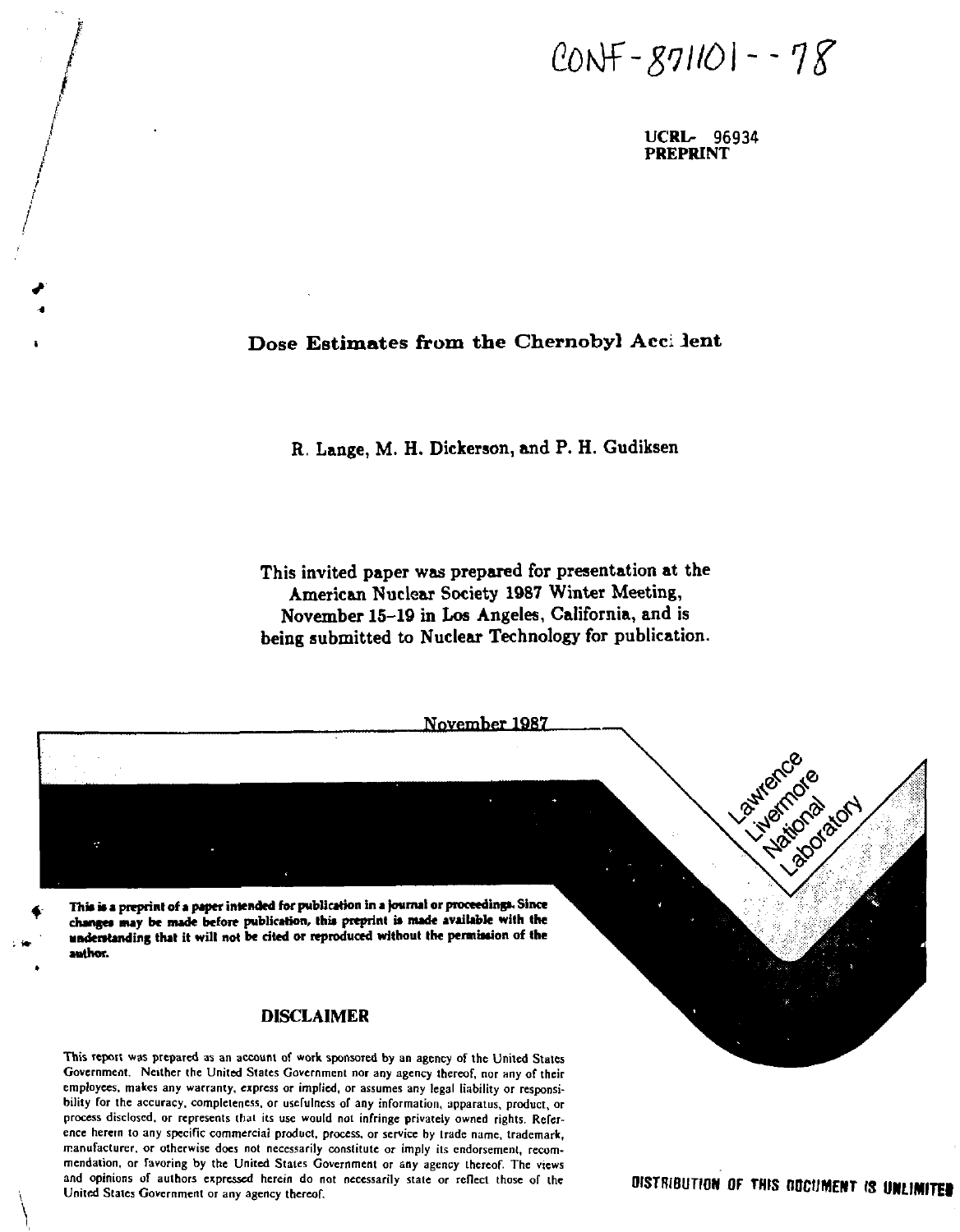CONF-871101--78

**UCRL- 96934**
**PREPRINT**

# Dose Estimates from the Chernobyl Accident

R. Lange, M. H. Dickerson, and P. H. Gudiksen

This invited paper was prepared for presentation at the American Nuclear Society 1987 Winter Meeting, November 15–19 in Los Angeles, California, and is being submitted to Nuclear Technology for publication.

November 1987

Lawrence Livermore National Laboratory

**This is a preprint of a paper intended for publication in a journal or proceedings. Since changes may be made before publication, this preprint is made available with the understanding that it will not be cited or reproduced without the permission of the author.**

## DISCLAIMER

This report was prepared as an account of work sponsored by an agency of the United States Government. Neither the United States Government nor any agency thereof, nor any of their employees, makes any warranty, express or implied, or assumes any legal liability or responsibility for the accuracy, completeness, or usefulness of any information, apparatus, product, or process disclosed, or represents that its use would not infringe privately owned rights. Reference herein to any specific commercial product, process, or service by trade name, trademark, manufacturer, or otherwise does not necessarily constitute or imply its endorsement, recommendation, or favoring by the United States Government or any agency thereof. The views and opinions of authors expressed herein do not necessarily state or reflect those of the United States Government or any agency thereof.

DISTRIBUTION OF THIS DOCUMENT IS UNLIMITED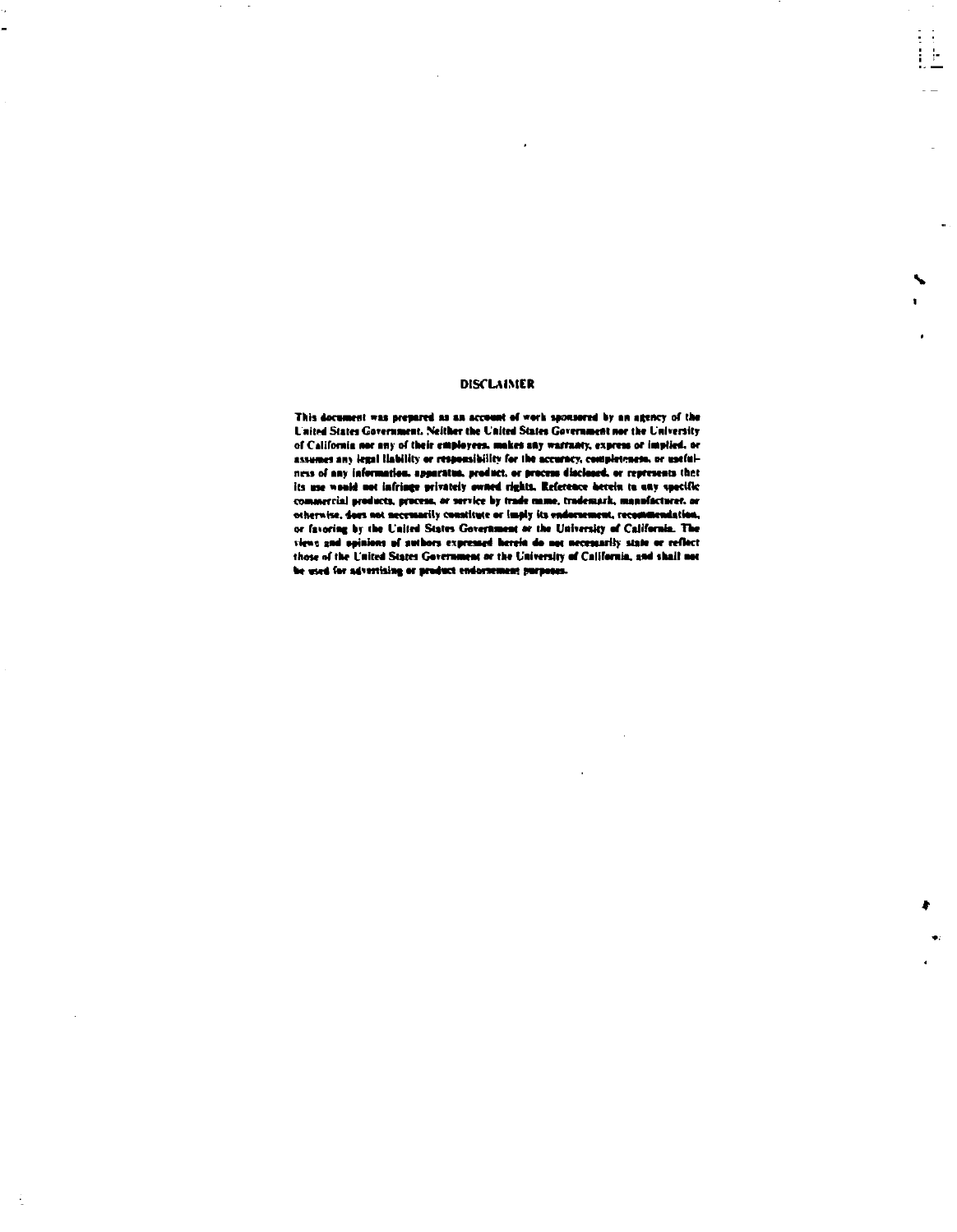## DISCLAIMER

This document was prepared as an account of work sponsored by an agency of the United States Government. Neither the United States Government nor the University of California nor any of their employees, makes any warranty, express or implied, or assumes any legal liability or responsibility for the accuracy, completeness, or usefulness of any information, apparatus, product, or process disclosed, or represents that its use would not infringe privately owned rights. Reference herein to any specific commercial products, process, or service by trade name, trademark, manufacturer, or otherwise, does not necessarily constitute or imply its endorsement, recommendation, or favoring by the United States Government or the University of California. The views and opinions of authors expressed herein do not necessarily state or reflect those of the United States Government or the University of California, and shall not be used for advertising or product endorsement purposes.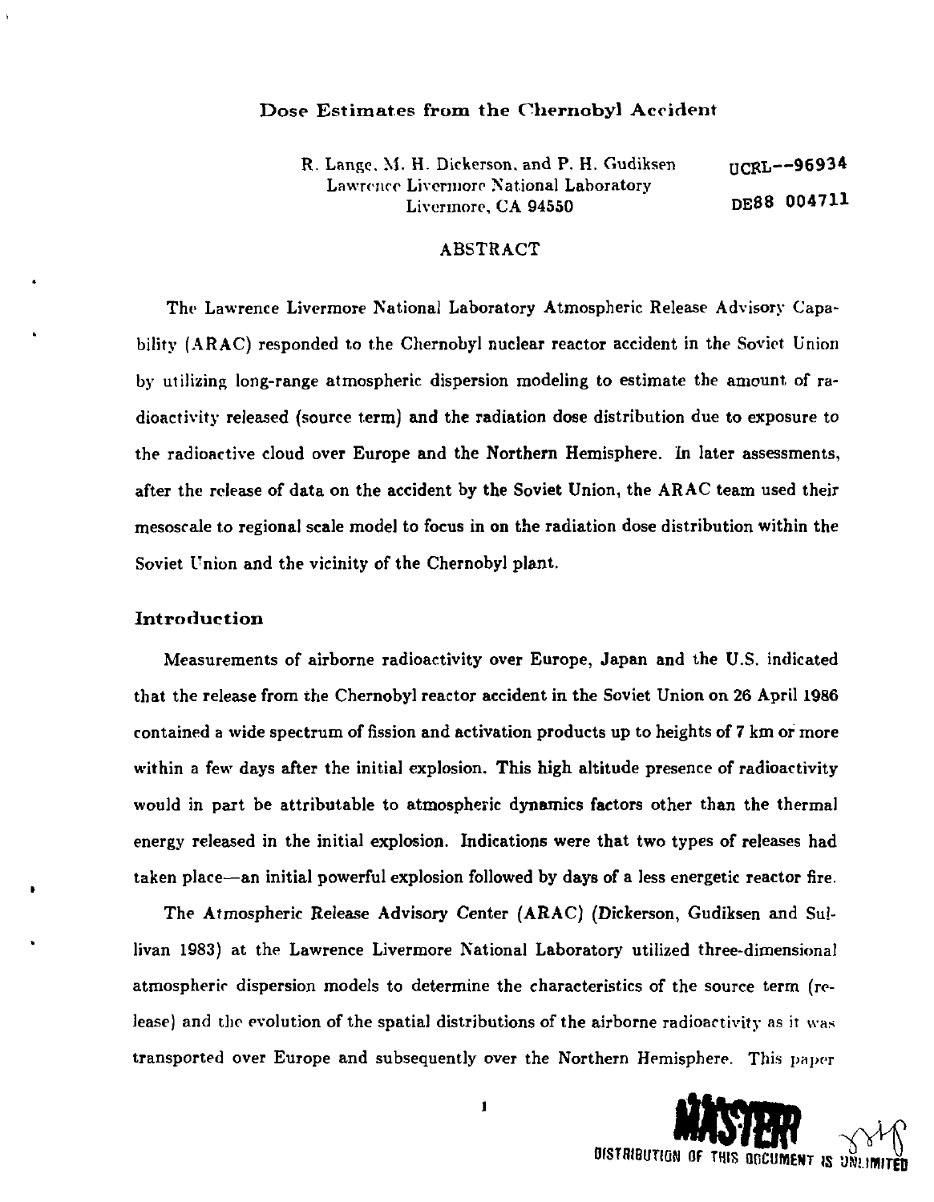# Dose Estimates from the Chernobyl Accident

R. Lange, M. H. Dickerson, and P. H. Gudiksen
Lawrence Livermore National Laboratory
Livermore, CA 94550

UCRL--96934

DE88 004711

## ABSTRACT

The Lawrence Livermore National Laboratory Atmospheric Release Advisory Capability (ARAC) responded to the Chernobyl nuclear reactor accident in the Soviet Union by utilizing long-range atmospheric dispersion modeling to estimate the amount of radioactivity released (source term) and the radiation dose distribution due to exposure to the radioactive cloud over Europe and the Northern Hemisphere. In later assessments, after the release of data on the accident by the Soviet Union, the ARAC team used their mesoscale to regional scale model to focus in on the radiation dose distribution within the Soviet Union and the vicinity of the Chernobyl plant.

## Introduction

Measurements of airborne radioactivity over Europe, Japan and the U.S. indicated that the release from the Chernobyl reactor accident in the Soviet Union on 26 April 1986 contained a wide spectrum of fission and activation products up to heights of 7 km or more within a few days after the initial explosion. This high altitude presence of radioactivity would in part be attributable to atmospheric dynamics factors other than the thermal energy released in the initial explosion. Indications were that two types of releases had taken place—an initial powerful explosion followed by days of a less energetic reactor fire.

The Atmospheric Release Advisory Center (ARAC) (Dickerson, Gudiksen and Sullivan 1983) at the Lawrence Livermore National Laboratory utilized three-dimensional atmospheric dispersion models to determine the characteristics of the source term (release) and the evolution of the spatial distributions of the airborne radioactivity as it was transported over Europe and subsequently over the Northern Hemisphere. This paper

MASTER

DISTRIBUTION OF THIS DOCUMENT IS UNLIMITED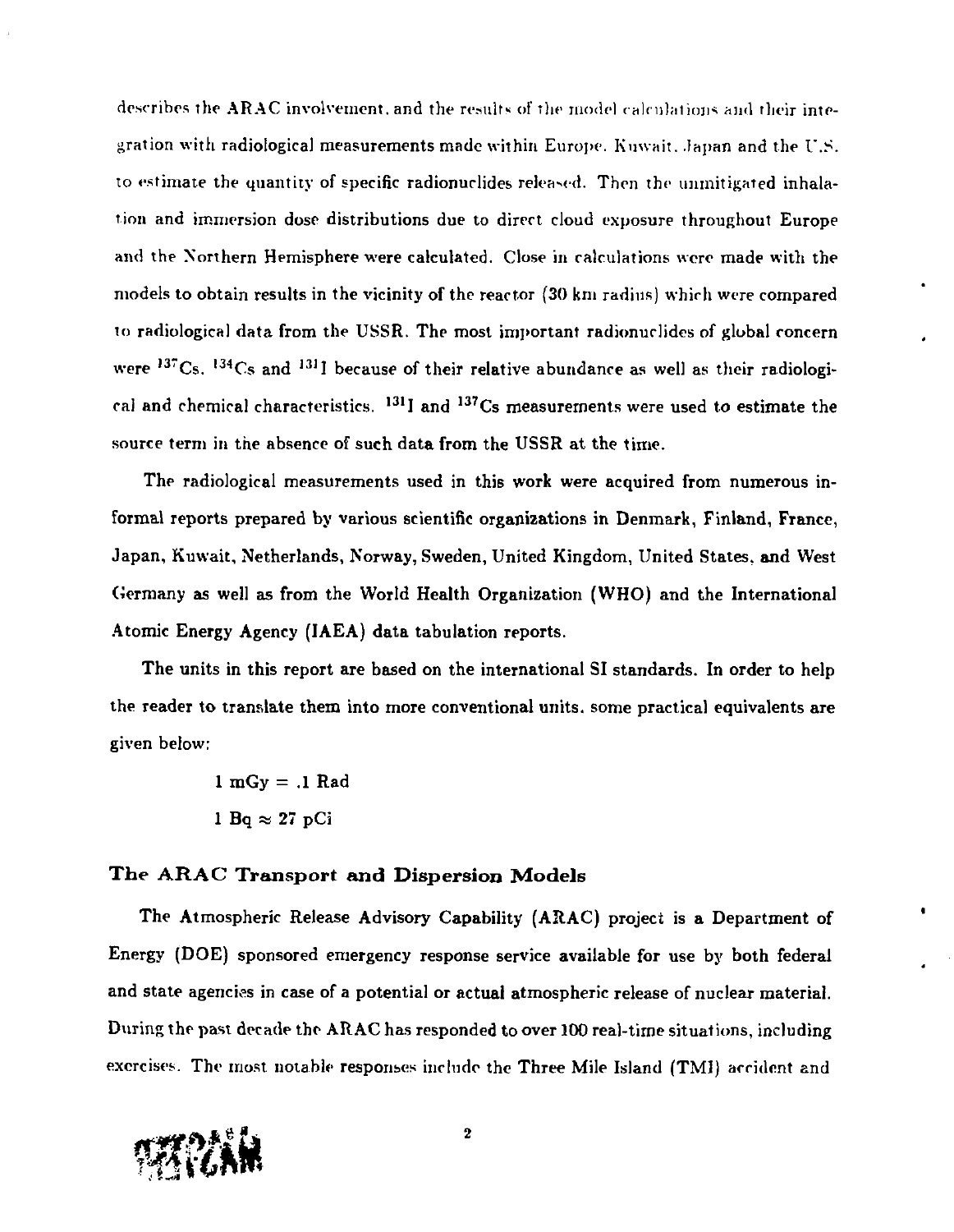describes the ARAC involvement, and the results of the model calculations and their integration with radiological measurements made within Europe, Kuwait, Japan and the U.S. to estimate the quantity of specific radionuclides released. Then the unmitigated inhalation and immersion dose distributions due to direct cloud exposure throughout Europe and the Northern Hemisphere were calculated. Close in calculations were made with the models to obtain results in the vicinity of the reactor (30 km radius) which were compared to radiological data from the USSR. The most important radionuclides of global concern were $^{137}$Cs, $^{134}$Cs and $^{131}$I because of their relative abundance as well as their radiological and chemical characteristics. $^{131}$I and $^{137}$Cs measurements were used to estimate the source term in the absence of such data from the USSR at the time.

The radiological measurements used in this work were acquired from numerous informal reports prepared by various scientific organizations in Denmark, Finland, France, Japan, Kuwait, Netherlands, Norway, Sweden, United Kingdom, United States, and West Germany as well as from the World Health Organization (WHO) and the International Atomic Energy Agency (IAEA) data tabulation reports.

The units in this report are based on the international SI standards. In order to help the reader to translate them into more conventional units, some practical equivalents are given below:

$$1 \text{ mGy} = .1 \text{ Rad}$$

$$1 \text{ Bq} \approx 27 \text{ pCi}$$

## The ARAC Transport and Dispersion Models

The Atmospheric Release Advisory Capability (ARAC) project is a Department of Energy (DOE) sponsored emergency response service available for use by both federal and state agencies in case of a potential or actual atmospheric release of nuclear material. During the past decade the ARAC has responded to over 100 real-time situations, including exercises. The most notable responses include the Three Mile Island (TMI) accident and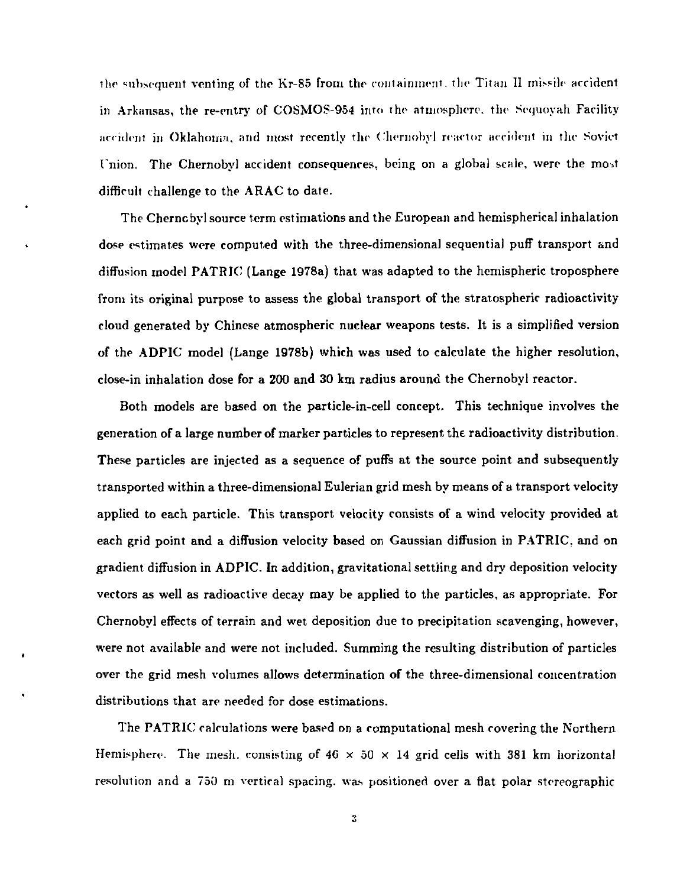the subsequent venting of the Kr-85 from the containment, the Titan II missile accident in Arkansas, the re-entry of COSMOS-954 into the atmosphere, the Sequoyah Facility accident in Oklahoma, and most recently the Chernobyl reactor accident in the Soviet Union. The Chernobyl accident consequences, being on a global scale, were the most difficult challenge to the ARAC to date.

The Chernobyl source term estimations and the European and hemispherical inhalation dose estimates were computed with the three-dimensional sequential puff transport and diffusion model PATRIC (Lange 1978a) that was adapted to the hemispheric troposphere from its original purpose to assess the global transport of the stratospheric radioactivity cloud generated by Chinese atmospheric nuclear weapons tests. It is a simplified version of the ADPIC model (Lange 1978b) which was used to calculate the higher resolution, close-in inhalation dose for a 200 and 30 km radius around the Chernobyl reactor.

Both models are based on the particle-in-cell concept. This technique involves the generation of a large number of marker particles to represent the radioactivity distribution. These particles are injected as a sequence of puffs at the source point and subsequently transported within a three-dimensional Eulerian grid mesh by means of a transport velocity applied to each particle. This transport velocity consists of a wind velocity provided at each grid point and a diffusion velocity based on Gaussian diffusion in PATRIC, and on gradient diffusion in ADPIC. In addition, gravitational settling and dry deposition velocity vectors as well as radioactive decay may be applied to the particles, as appropriate. For Chernobyl effects of terrain and wet deposition due to precipitation scavenging, however, were not available and were not included. Summing the resulting distribution of particles over the grid mesh volumes allows determination of the three-dimensional concentration distributions that are needed for dose estimations.

The PATRIC calculations were based on a computational mesh covering the Northern Hemisphere. The mesh, consisting of $46 \times 50 \times 14$ grid cells with 381 km horizontal resolution and a 750 m vertical spacing, was positioned over a flat polar stereographic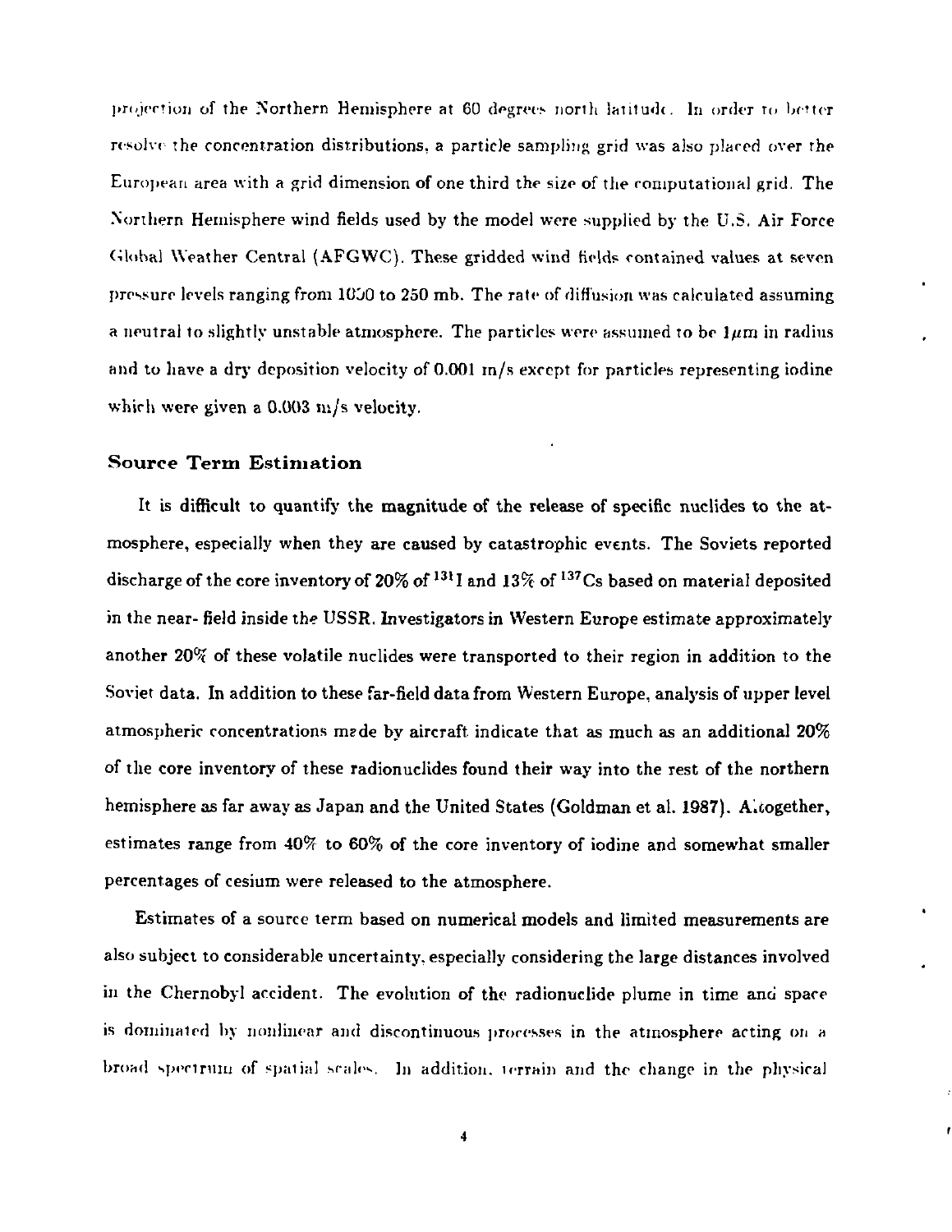projection of the Northern Hemisphere at 60 degrees north latitude. In order to better resolve the concentration distributions, a particle sampling grid was also placed over the European area with a grid dimension of one third the size of the computational grid. The Northern Hemisphere wind fields used by the model were supplied by the U.S. Air Force Global Weather Central (AFGWC). These gridded wind fields contained values at seven pressure levels ranging from 1000 to 250 mb. The rate of diffusion was calculated assuming a neutral to slightly unstable atmosphere. The particles were assumed to be $1 \mu m$ in radius and to have a dry deposition velocity of 0.001 m/s except for particles representing iodine which were given a 0.003 m/s velocity.

## Source Term Estimation

It is difficult to quantify the magnitude of the release of specific nuclides to the atmosphere, especially when they are caused by catastrophic events. The Soviets reported discharge of the core inventory of 20% of $^{131}I$ and 13% of $^{137}Cs$ based on material deposited in the near- field inside the USSR. Investigators in Western Europe estimate approximately another 20% of these volatile nuclides were transported to their region in addition to the Soviet data. In addition to these far-field data from Western Europe, analysis of upper level atmospheric concentrations made by aircraft indicate that as much as an additional 20% of the core inventory of these radionuclides found their way into the rest of the northern hemisphere as far away as Japan and the United States (Goldman et al. 1987). Altogether, estimates range from 40% to 60% of the core inventory of iodine and somewhat smaller percentages of cesium were released to the atmosphere.

Estimates of a source term based on numerical models and limited measurements are also subject to considerable uncertainty, especially considering the large distances involved in the Chernobyl accident. The evolution of the radionuclide plume in time and space is dominated by nonlinear and discontinuous processes in the atmosphere acting on a broad spectrum of spatial scales. In addition, terrain and the change in the physical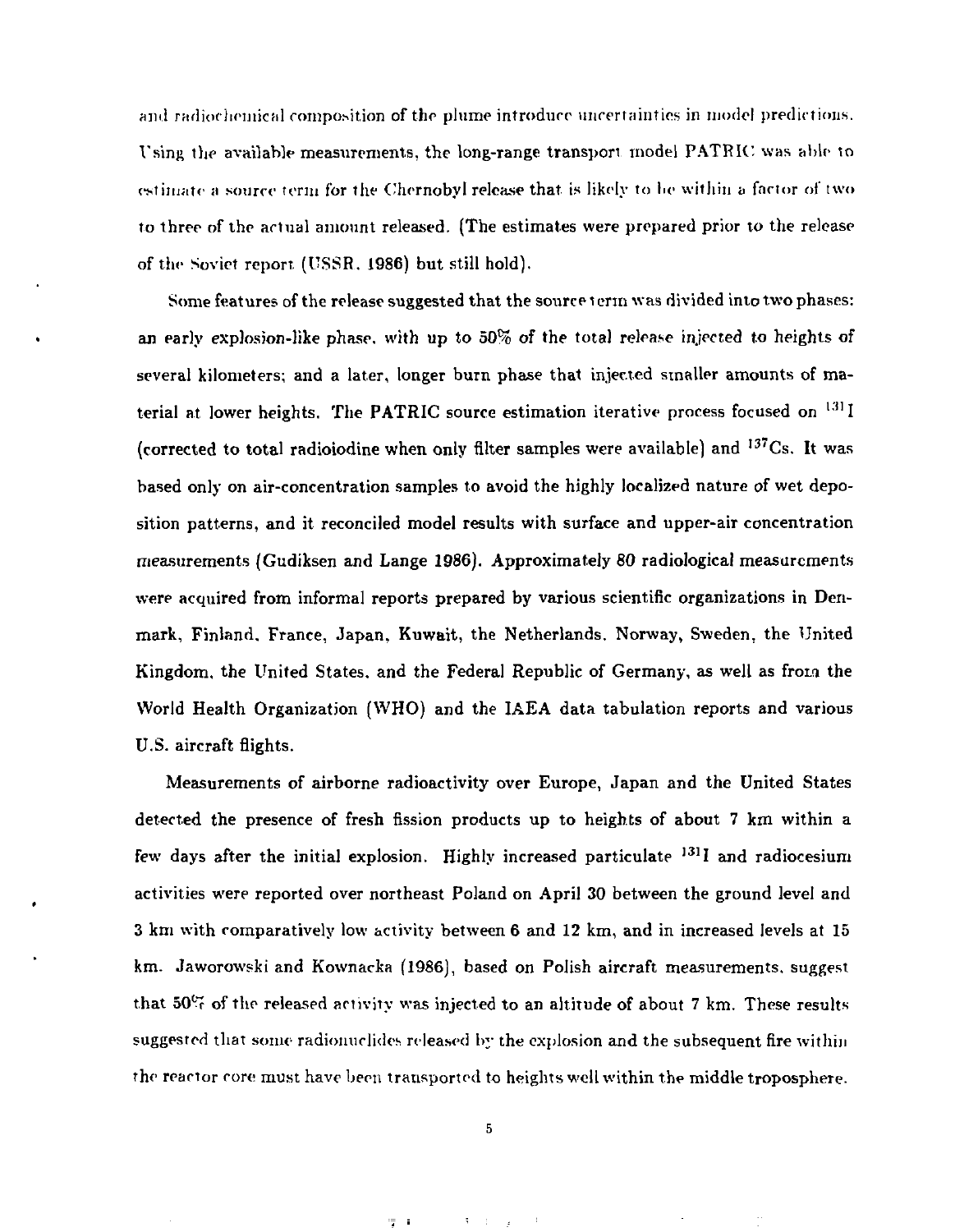and radiochemical composition of the plume introduce uncertainties in model predictions. Using the available measurements, the long-range transport model PATRIC was able to estimate a source term for the Chernobyl release that is likely to be within a factor of two to three of the actual amount released. (The estimates were prepared prior to the release of the Soviet report (USSR, 1986) but still hold).

Some features of the release suggested that the source term was divided into two phases: an early explosion-like phase, with up to 50% of the total release injected to heights of several kilometers; and a later, longer burn phase that injected smaller amounts of material at lower heights. The PATRIC source estimation iterative process focused on $^{131}I$ (corrected to total radioiodine when only filter samples were available) and $^{137}Cs$. It was based only on air-concentration samples to avoid the highly localized nature of wet deposition patterns, and it reconciled model results with surface and upper-air concentration measurements (Gudiksen and Lange 1986). Approximately 80 radiological measurements were acquired from informal reports prepared by various scientific organizations in Denmark, Finland, France, Japan, Kuwait, the Netherlands, Norway, Sweden, the United Kingdom, the United States, and the Federal Republic of Germany, as well as from the World Health Organization (WHO) and the IAEA data tabulation reports and various U.S. aircraft flights.

Measurements of airborne radioactivity over Europe, Japan and the United States detected the presence of fresh fission products up to heights of about 7 km within a few days after the initial explosion. Highly increased particulate $^{131}I$ and radiocesium activities were reported over northeast Poland on April 30 between the ground level and 3 km with comparatively low activity between 6 and 12 km, and in increased levels at 15 km. Jaworowski and Kownacka (1986), based on Polish aircraft measurements, suggest that 50% of the released activity was injected to an altitude of about 7 km. These results suggested that some radionuclides released by the explosion and the subsequent fire within the reactor core must have been transported to heights well within the middle troposphere.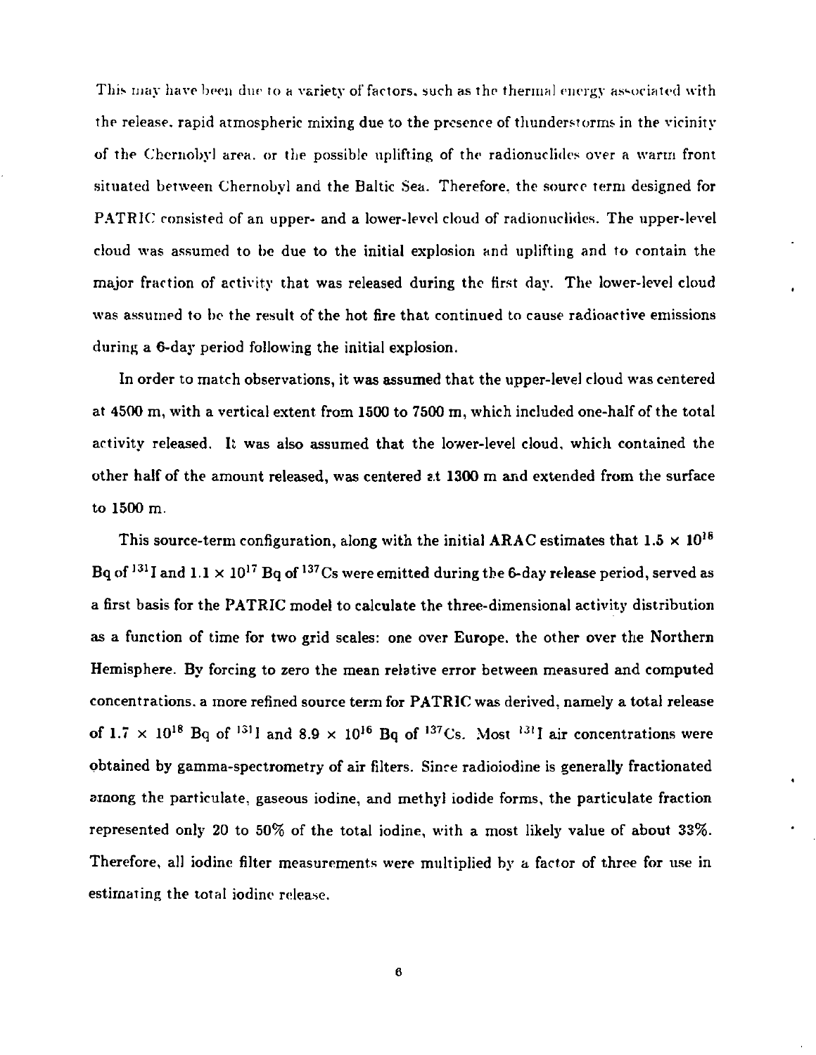This may have been due to a variety of factors, such as the thermal energy associated with the release, rapid atmospheric mixing due to the presence of thunderstorms in the vicinity of the Chernobyl area, or the possible uplifting of the radionuclides over a warm front situated between Chernobyl and the Baltic Sea. Therefore, the source term designed for PATRIC consisted of an upper- and a lower-level cloud of radionuclides. The upper-level cloud was assumed to be due to the initial explosion and uplifting and to contain the major fraction of activity that was released during the first day. The lower-level cloud was assumed to be the result of the hot fire that continued to cause radioactive emissions during a 6-day period following the initial explosion.

In order to match observations, it was assumed that the upper-level cloud was centered at 4500 m, with a vertical extent from 1500 to 7500 m, which included one-half of the total activity released. It was also assumed that the lower-level cloud, which contained the other half of the amount released, was centered at 1300 m and extended from the surface to 1500 m.

This source-term configuration, along with the initial ARAC estimates that $1.5 \times 10^{18}$ Bq of $^{131}$I and $1.1 \times 10^{17}$ Bq of $^{137}$Cs were emitted during the 6-day release period, served as a first basis for the PATRIC model to calculate the three-dimensional activity distribution as a function of time for two grid scales: one over Europe, the other over the Northern Hemisphere. By forcing to zero the mean relative error between measured and computed concentrations, a more refined source term for PATRIC was derived, namely a total release of $1.7 \times 10^{18}$ Bq of $^{131}$I and $8.9 \times 10^{16}$ Bq of $^{137}$Cs. Most $^{131}$I air concentrations were obtained by gamma-spectrometry of air filters. Since radioiodine is generally fractionated among the particulate, gaseous iodine, and methyl iodide forms, the particulate fraction represented only 20 to 50% of the total iodine, with a most likely value of about 33%. Therefore, all iodine filter measurements were multiplied by a factor of three for use in estimating the total iodine release.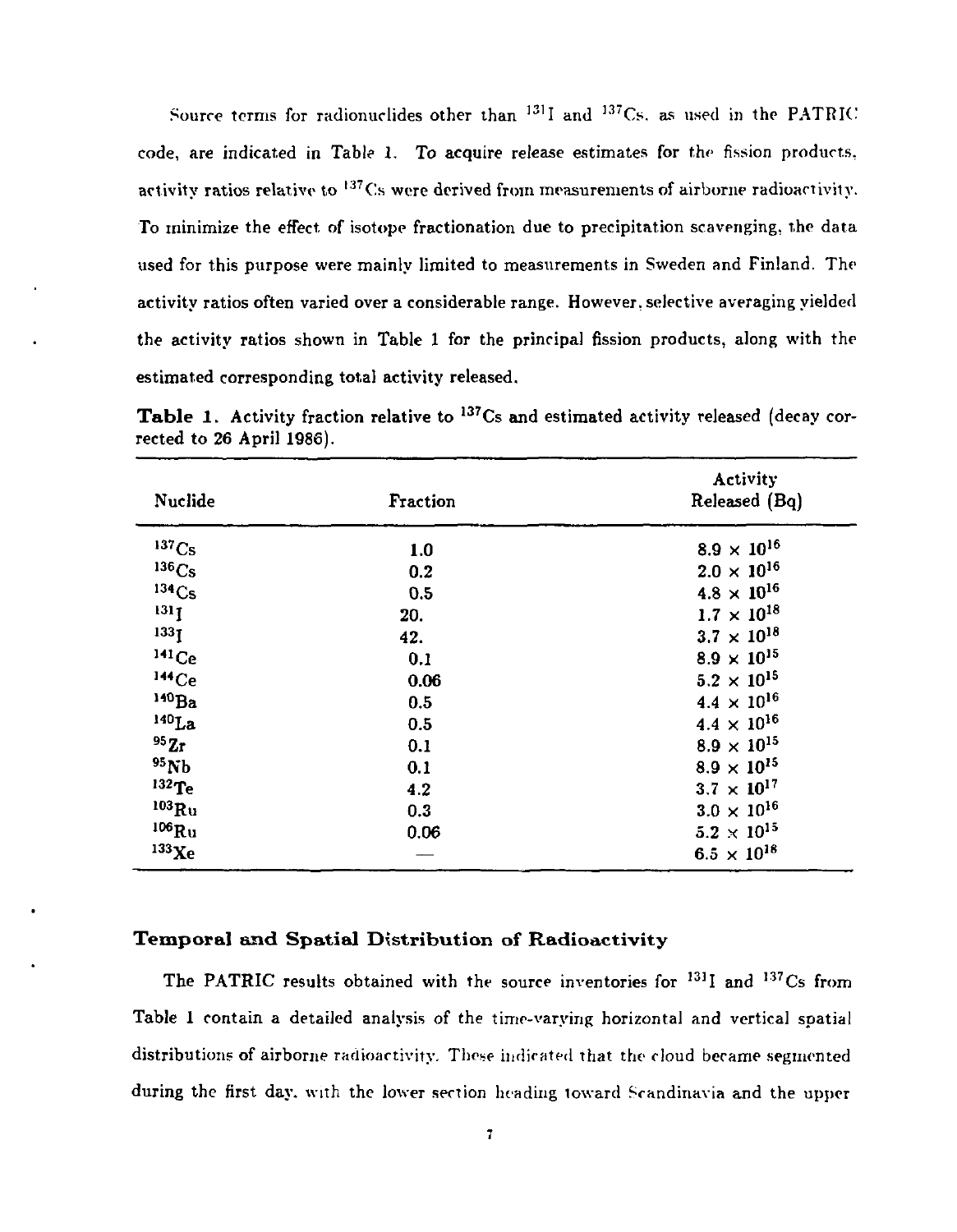Source terms for radionuclides other than $^{131}I$ and $^{137}Cs$, as used in the PATRIC code, are indicated in Table 1. To acquire release estimates for the fission products, activity ratios relative to $^{137}Cs$ were derived from measurements of airborne radioactivity. To minimize the effect of isotope fractionation due to precipitation scavenging, the data used for this purpose were mainly limited to measurements in Sweden and Finland. The activity ratios often varied over a considerable range. However, selective averaging yielded the activity ratios shown in Table 1 for the principal fission products, along with the estimated corresponding total activity released.

**Table 1.** Activity fraction relative to $^{137}Cs$ and estimated activity released (decay corrected to 26 April 1986).

| Nuclide | Fraction | Activity Released (Bq) |
|---|---|---|
| $^{137}Cs$ | 1.0 | $8.9 \times 10^{16}$ |
| $^{136}Cs$ | 0.2 | $2.0 \times 10^{16}$ |
| $^{134}Cs$ | 0.5 | $4.8 \times 10^{16}$ |
| $^{131}I$ | 20. | $1.7 \times 10^{18}$ |
| $^{133}I$ | 42. | $3.7 \times 10^{18}$ |
| $^{141}Ce$ | 0.1 | $8.9 \times 10^{15}$ |
| $^{144}Ce$ | 0.06 | $5.2 \times 10^{15}$ |
| $^{140}Ba$ | 0.5 | $4.4 \times 10^{16}$ |
| $^{140}La$ | 0.5 | $4.4 \times 10^{16}$ |
| $^{95}Zr$ | 0.1 | $8.9 \times 10^{15}$ |
| $^{95}Nb$ | 0.1 | $8.9 \times 10^{15}$ |
| $^{132}Te$ | 4.2 | $3.7 \times 10^{17}$ |
| $^{103}Ru$ | 0.3 | $3.0 \times 10^{16}$ |
| $^{106}Ru$ | 0.06 | $5.2 \times 10^{15}$ |
| $^{133}Xe$ | — | $6.5 \times 10^{18}$ |

## Temporal and Spatial Distribution of Radioactivity

The PATRIC results obtained with the source inventories for $^{131}I$ and $^{137}Cs$ from Table 1 contain a detailed analysis of the time-varying horizontal and vertical spatial distributions of airborne radioactivity. These indicated that the cloud became segmented during the first day, with the lower section heading toward Scandinavia and the upper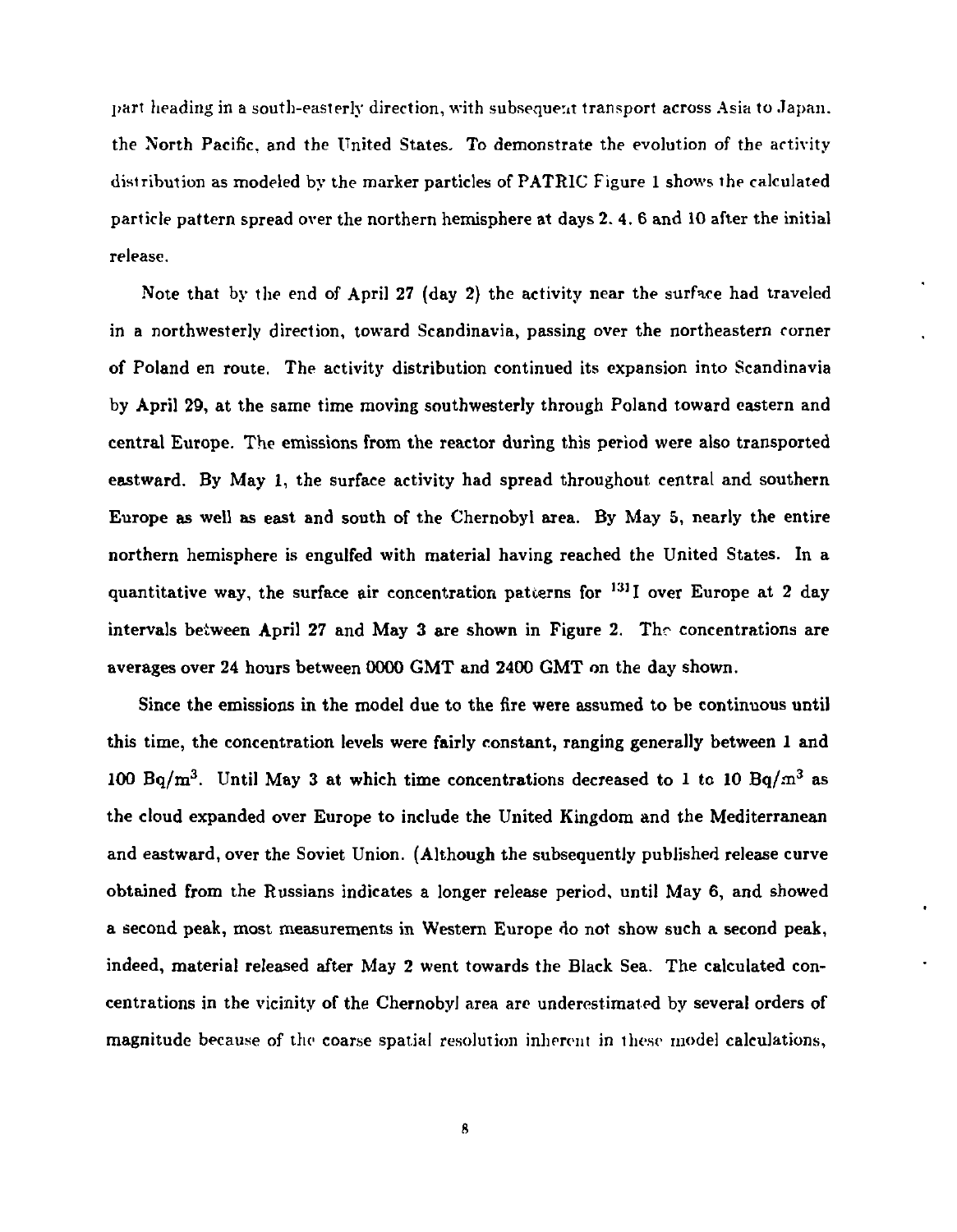part heading in a south-easterly direction, with subsequent transport across Asia to Japan, the North Pacific, and the United States. To demonstrate the evolution of the activity distribution as modeled by the marker particles of PATRIC Figure 1 shows the calculated particle pattern spread over the northern hemisphere at days 2, 4, 6 and 10 after the initial release.

Note that by the end of April 27 (day 2) the activity near the surface had traveled in a northwesterly direction, toward Scandinavia, passing over the northeastern corner of Poland en route. The activity distribution continued its expansion into Scandinavia by April 29, at the same time moving southwesterly through Poland toward eastern and central Europe. The emissions from the reactor during this period were also transported eastward. By May 1, the surface activity had spread throughout central and southern Europe as well as east and south of the Chernobyl area. By May 5, nearly the entire northern hemisphere is engulfed with material having reached the United States. In a quantitative way, the surface air concentration patterns for $^{131}I$ over Europe at 2 day intervals between April 27 and May 3 are shown in Figure 2. The concentrations are averages over 24 hours between 0000 GMT and 2400 GMT on the day shown.

Since the emissions in the model due to the fire were assumed to be continuous until this time, the concentration levels were fairly constant, ranging generally between 1 and 100 $Bq/m^3$. Until May 3 at which time concentrations decreased to 1 to 10 $Bq/m^3$ as the cloud expanded over Europe to include the United Kingdom and the Mediterranean and eastward, over the Soviet Union. (Although the subsequently published release curve obtained from the Russians indicates a longer release period, until May 6, and showed a second peak, most measurements in Western Europe do not show such a second peak, indeed, material released after May 2 went towards the Black Sea. The calculated concentrations in the vicinity of the Chernobyl area are underestimated by several orders of magnitude because of the coarse spatial resolution inherent in these model calculations,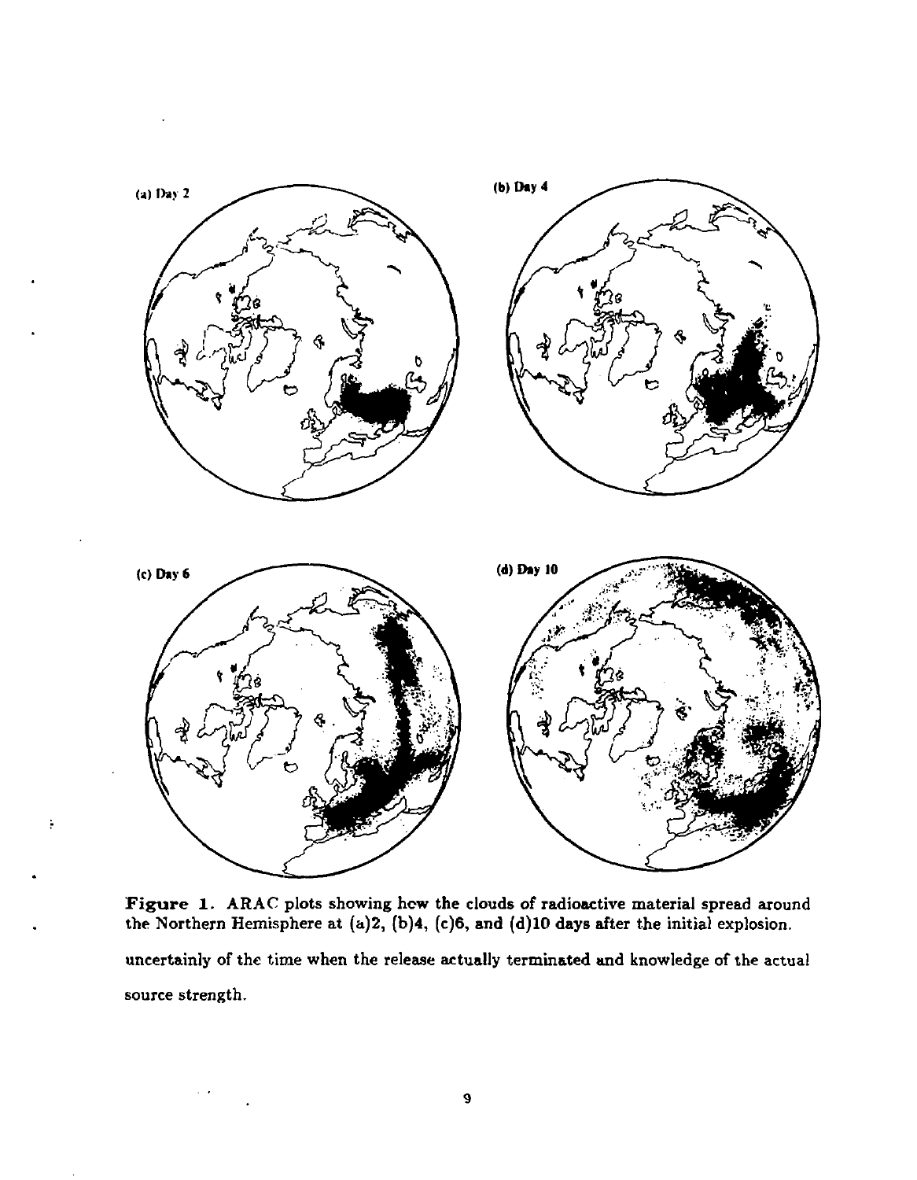(a) Day 2

(b) Day 4

(c) Day 6

(d) Day 10

**Figure 1.** ARAC plots showing hcw the clouds of radioactive material spread around the Northern Hemisphere at (a)2, (b)4, (c)6, and (d)10 days after the initial explosion.

uncertainly of the time when the release actually terminated and knowledge of the actual source strength.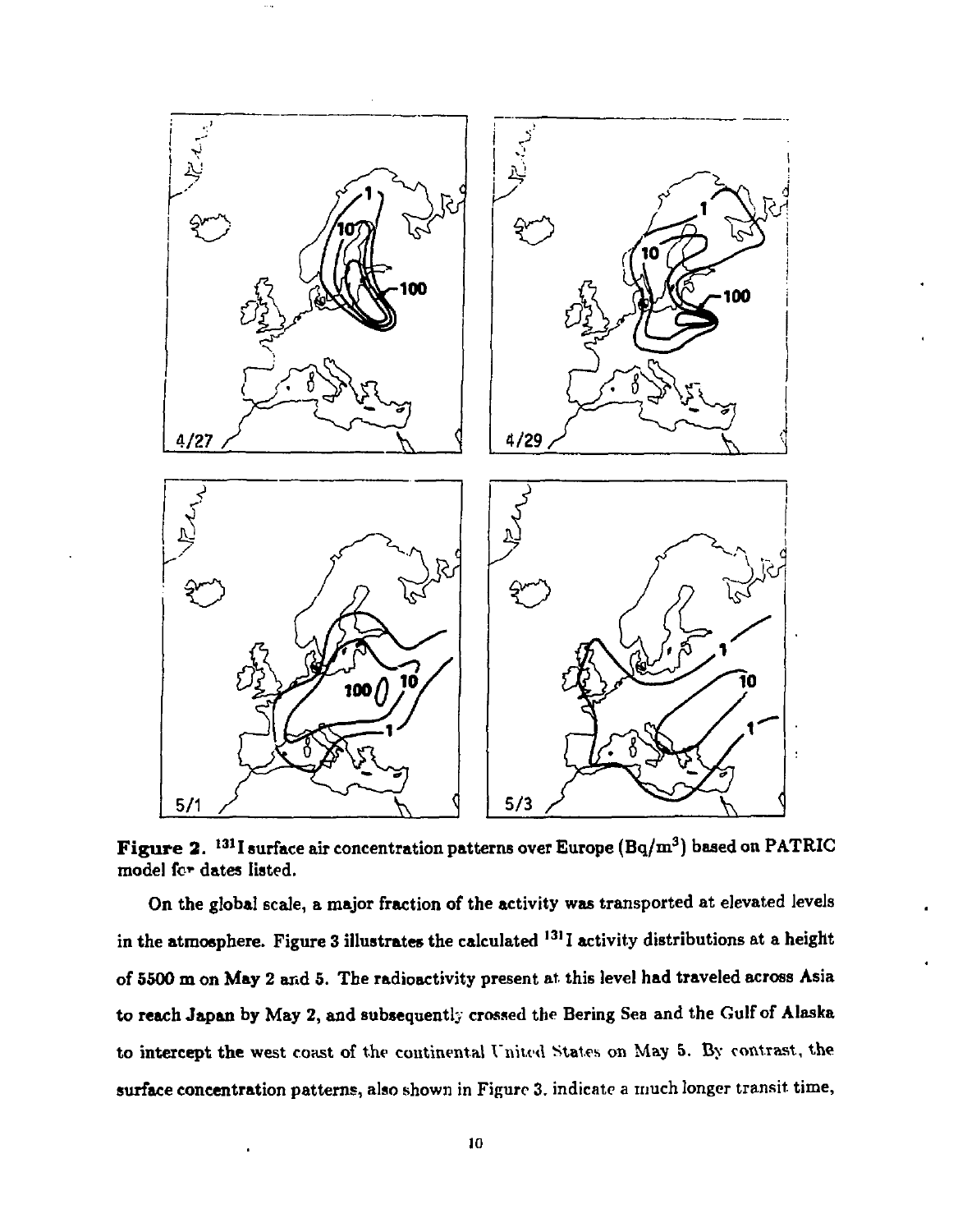4/27

1

10

100

4/29

1

10

100

5/1

100

10

1

5/3

1

10

1

**Figure 2.** $^{131}$I surface air concentration patterns over Europe (Bq/m$^3$) based on PATRIC model for dates listed.

On the global scale, a major fraction of the activity was transported at elevated levels in the atmosphere. Figure 3 illustrates the calculated $^{131}$I activity distributions at a height of 5500 m on May 2 and 5. The radioactivity present at this level had traveled across Asia to reach Japan by May 2, and subsequently crossed the Bering Sea and the Gulf of Alaska to intercept the west coast of the continental United States on May 5. By contrast, the surface concentration patterns, also shown in Figure 3, indicate a much longer transit time,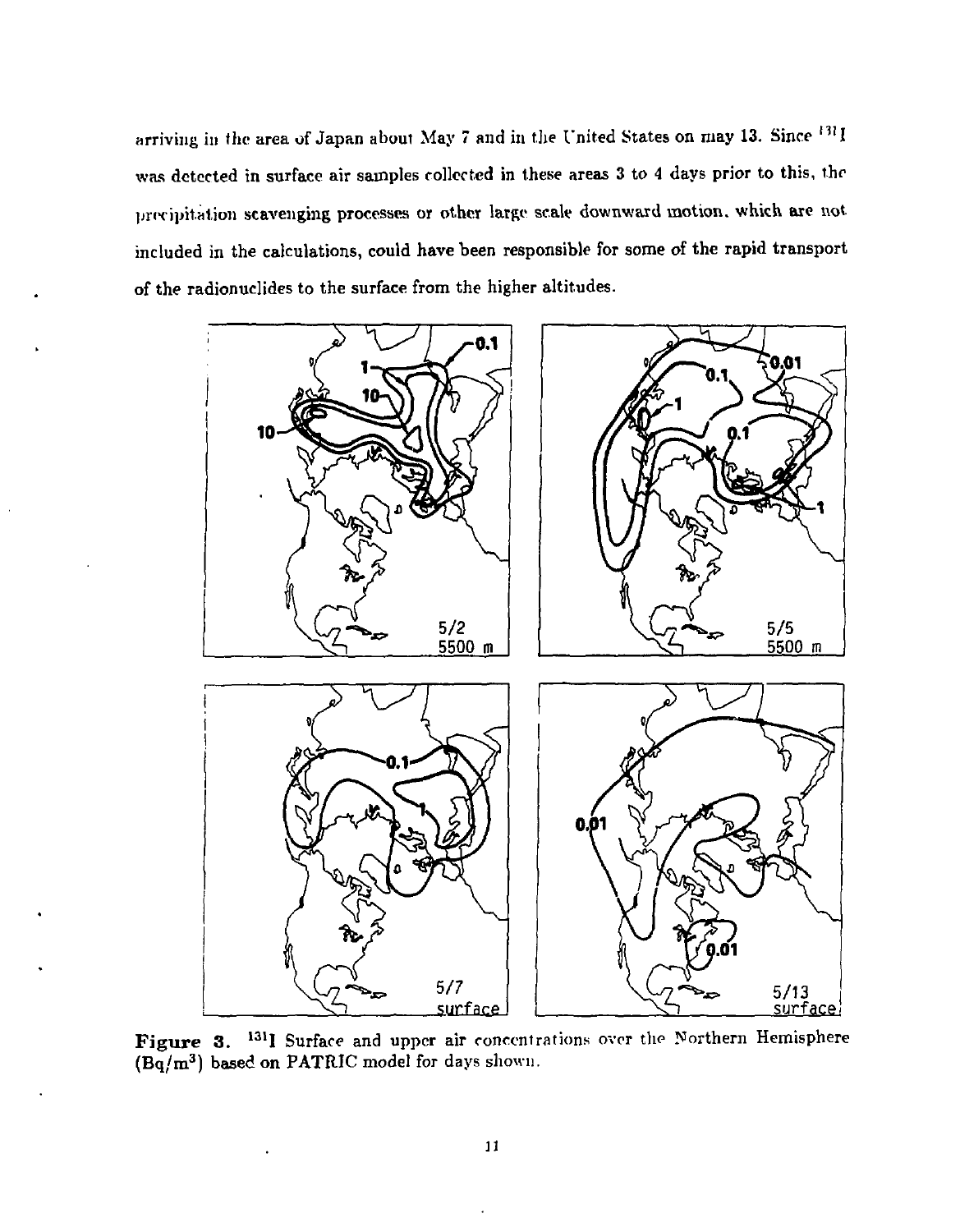arriving in the area of Japan about May 7 and in the United States on may 13. Since $^{131}I$ was detected in surface air samples collected in these areas 3 to 4 days prior to this, the precipitation scavenging processes or other large scale downward motion, which are not included in the calculations, could have been responsible for some of the rapid transport of the radionuclides to the surface from the higher altitudes.

0.1
1
10
10
5/2
5500 m

0.01
0.1
1
0.1
1
5/5
5500 m

0.1
1
5/7
surface

0.01
0.01
5/13
surface

**Figure 3.** $^{131}I$ Surface and upper air concentrations over the Northern Hemisphere ($Bq/m^3$) based on PATRIC model for days shown.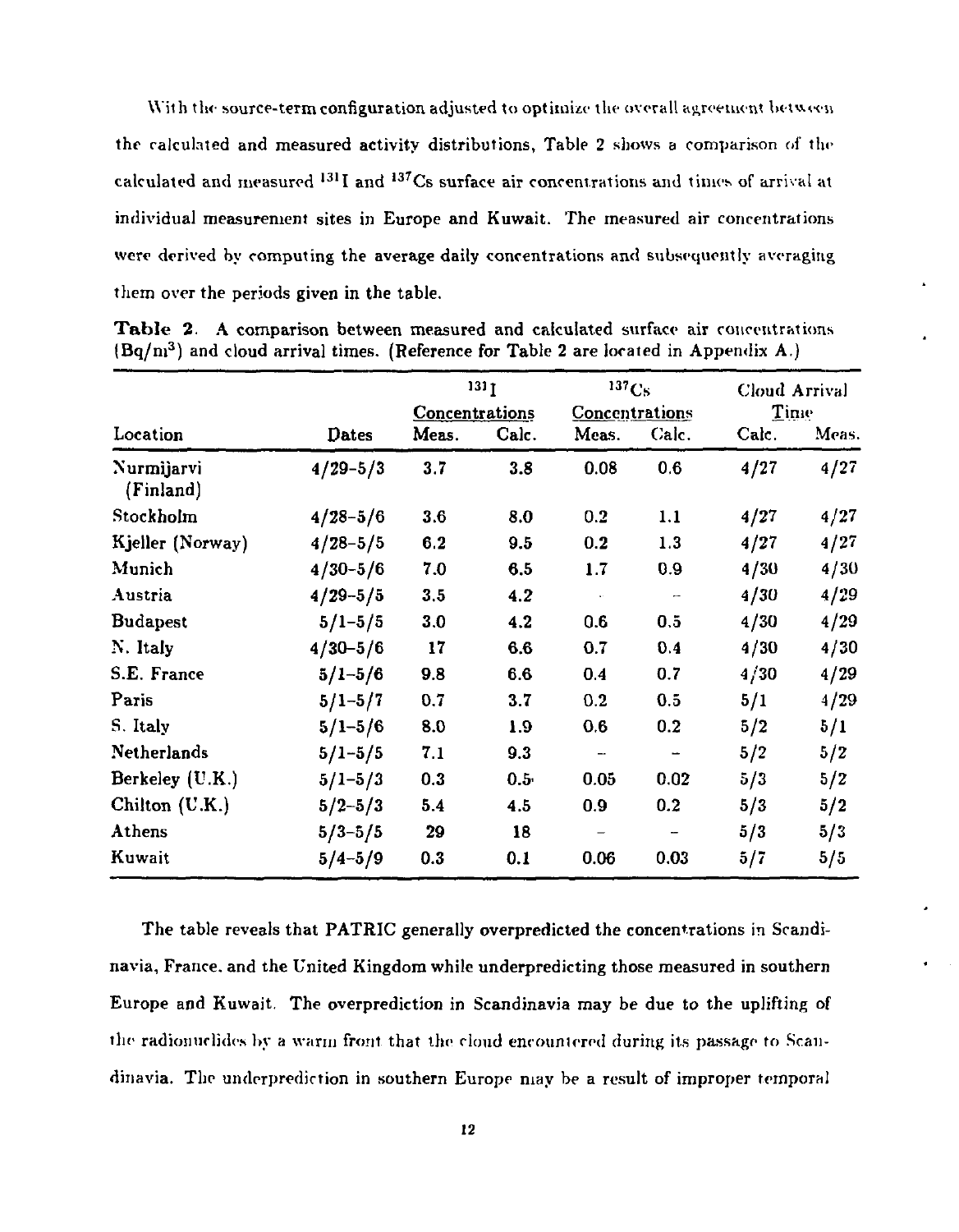With the source-term configuration adjusted to optimize the overall agreement between the calculated and measured activity distributions, Table 2 shows a comparison of the calculated and measured $^{131}$I and $^{137}$Cs surface air concentrations and times of arrival at individual measurement sites in Europe and Kuwait. The measured air concentrations were derived by computing the average daily concentrations and subsequently averaging them over the periods given in the table.

**Table 2**. A comparison between measured and calculated surface air concentrations (Bq/m$^3$) and cloud arrival times. (Reference for Table 2 are located in Appendix A.)

| Location | Dates | $^{131}$I Concentrations | | $^{137}$Cs Concentrations | | Cloud Arrival Time | |
|---|---|---|---|---|---|---|---|
| | | Meas. | Calc. | Meas. | Calc. | Calc. | Meas. |
| Nurmijarvi (Finland) | 4/29–5/3 | 3.7 | 3.8 | 0.08 | 0.6 | 4/27 | 4/27 |
| Stockholm | 4/28–5/6 | 3.6 | 8.0 | 0.2 | 1.1 | 4/27 | 4/27 |
| Kjeller (Norway) | 4/28–5/5 | 6.2 | 9.5 | 0.2 | 1.3 | 4/27 | 4/27 |
| Munich | 4/30–5/6 | 7.0 | 6.5 | 1.7 | 0.9 | 4/30 | 4/30 |
| Austria | 4/29–5/5 | 3.5 | 4.2 | – | – | 4/30 | 4/29 |
| Budapest | 5/1–5/5 | 3.0 | 4.2 | 0.6 | 0.5 | 4/30 | 4/29 |
| N. Italy | 4/30–5/6 | 17 | 6.6 | 0.7 | 0.4 | 4/30 | 4/30 |
| S.E. France | 5/1–5/6 | 9.8 | 6.6 | 0.4 | 0.7 | 4/30 | 4/29 |
| Paris | 5/1–5/7 | 0.7 | 3.7 | 0.2 | 0.5 | 5/1 | 4/29 |
| S. Italy | 5/1–5/6 | 8.0 | 1.9 | 0.6 | 0.2 | 5/2 | 5/1 |
| Netherlands | 5/1–5/5 | 7.1 | 9.3 | – | – | 5/2 | 5/2 |
| Berkeley (U.K.) | 5/1–5/3 | 0.3 | 0.5 | 0.05 | 0.02 | 5/3 | 5/2 |
| Chilton (U.K.) | 5/2–5/3 | 5.4 | 4.5 | 0.9 | 0.2 | 5/3 | 5/2 |
| Athens | 5/3–5/5 | 29 | 18 | – | – | 5/3 | 5/3 |
| Kuwait | 5/4–5/9 | 0.3 | 0.1 | 0.06 | 0.03 | 5/7 | 5/5 |

The table reveals that PATRIC generally overpredicted the concentrations in Scandinavia, France, and the United Kingdom while underpredicting those measured in southern Europe and Kuwait. The overprediction in Scandinavia may be due to the uplifting of the radionuclides by a warm front that the cloud encountered during its passage to Scandinavia. The underprediction in southern Europe may be a result of improper temporal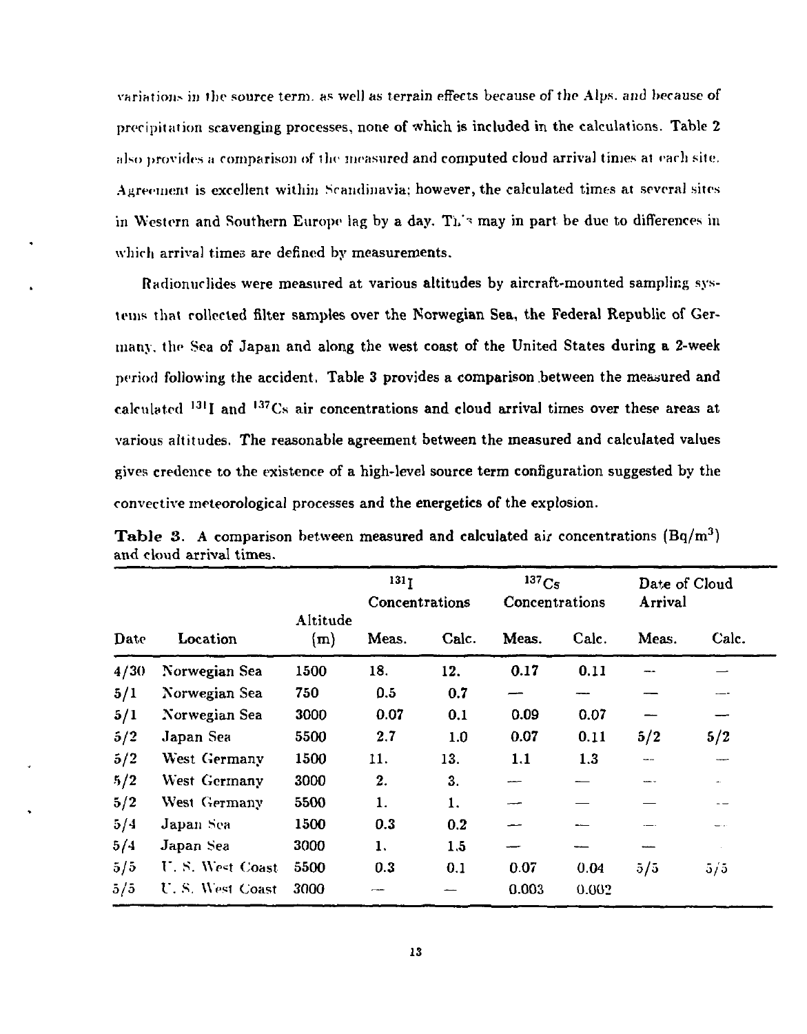variations in the source term, as well as terrain effects because of the Alps, and because of precipitation scavenging processes, none of which is included in the calculations. Table 2 also provides a comparison of the measured and computed cloud arrival times at each site. Agreement is excellent within Scandinavia; however, the calculated times at several sites in Western and Southern Europe lag by a day. This may in part be due to differences in which arrival times are defined by measurements.

Radionuclides were measured at various altitudes by aircraft-mounted sampling systems that collected filter samples over the Norwegian Sea, the Federal Republic of Germany, the Sea of Japan and along the west coast of the United States during a 2-week period following the accident. Table 3 provides a comparison between the measured and calculated $^{131}I$ and $^{137}Cs$ air concentrations and cloud arrival times over these areas at various altitudes. The reasonable agreement between the measured and calculated values gives credence to the existence of a high-level source term configuration suggested by the convective meteorological processes and the energetics of the explosion.

**Table 3.** A comparison between measured and calculated air concentrations (Bq/m$^3$) and cloud arrival times.

| | | | $^{131}I$ Concentrations | | $^{137}Cs$ Concentrations | | Date of Cloud Arrival | |
|---|---|---|---|---|---|---|---|---|
| Date | Location | Altitude (m) | Meas. | Calc. | Meas. | Calc. | Meas. | Calc. |
| 4/30 | Norwegian Sea | 1500 | 18. | 12. | 0.17 | 0.11 | — | — |
| 5/1 | Norwegian Sea | 750 | 0.5 | 0.7 | — | — | — | — |
| 5/1 | Norwegian Sea | 3000 | 0.07 | 0.1 | 0.09 | 0.07 | — | — |
| 5/2 | Japan Sea | 5500 | 2.7 | 1.0 | 0.07 | 0.11 | 5/2 | 5/2 |
| 5/2 | West Germany | 1500 | 11. | 13. | 1.1 | 1.3 | — | — |
| 5/2 | West Germany | 3000 | 2. | 3. | — | — | — | — |
| 5/2 | West Germany | 5500 | 1. | 1. | — | — | — | — |
| 5/4 | Japan Sea | 1500 | 0.3 | 0.2 | — | — | — | — |
| 5/4 | Japan Sea | 3000 | 1. | 1.5 | — | — | — | |
| 5/5 | U. S. West Coast | 5500 | 0.3 | 0.1 | 0.07 | 0.04 | 5/5 | 5/5 |
| 5/5 | U. S. West Coast | 3000 | — | — | 0.003 | 0.002 | | |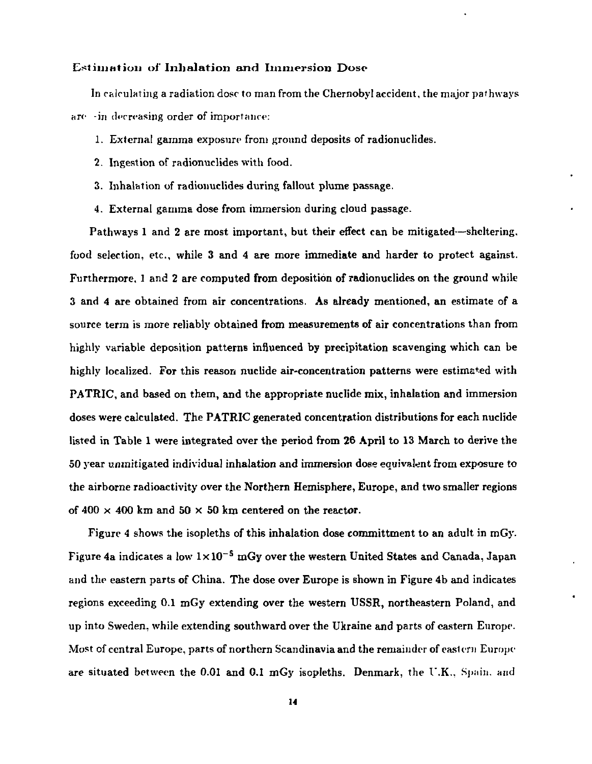### Estimation of Inhalation and Immersion Dose

In calculating a radiation dose to man from the Chernobyl accident, the major pathways are -in decreasing order of importance:

1. External gamma exposure from ground deposits of radionuclides.
2. Ingestion of radionuclides with food.
3. Inhalation of radionuclides during fallout plume passage.
4. External gamma dose from immersion during cloud passage.

Pathways 1 and 2 are most important, but their effect can be mitigated—sheltering, food selection, etc., while 3 and 4 are more immediate and harder to protect against. Furthermore, 1 and 2 are computed from deposition of radionuclides on the ground while 3 and 4 are obtained from air concentrations. As already mentioned, an estimate of a source term is more reliably obtained from measurements of air concentrations than from highly variable deposition patterns influenced by precipitation scavenging which can be highly localized. For this reason nuclide air-concentration patterns were estimated with PATRIC, and based on them, and the appropriate nuclide mix, inhalation and immersion doses were calculated. The PATRIC generated concentration distributions for each nuclide listed in Table 1 were integrated over the period from 26 April to 13 March to derive the 50 year unmitigated individual inhalation and immersion dose equivalent from exposure to the airborne radioactivity over the Northern Hemisphere, Europe, and two smaller regions of 400 $\times$ 400 km and 50 $\times$ 50 km centered on the reactor.

Figure 4 shows the isopleths of this inhalation dose committment to an adult in mGy. Figure 4a indicates a low $1\times10^{-5}$ mGy over the western United States and Canada, Japan and the eastern parts of China. The dose over Europe is shown in Figure 4b and indicates regions exceeding 0.1 mGy extending over the western USSR, northeastern Poland, and up into Sweden, while extending southward over the Ukraine and parts of eastern Europe. Most of central Europe, parts of northern Scandinavia and the remainder of eastern Europe are situated between the 0.01 and 0.1 mGy isopleths. Denmark, the U.K., Spain, and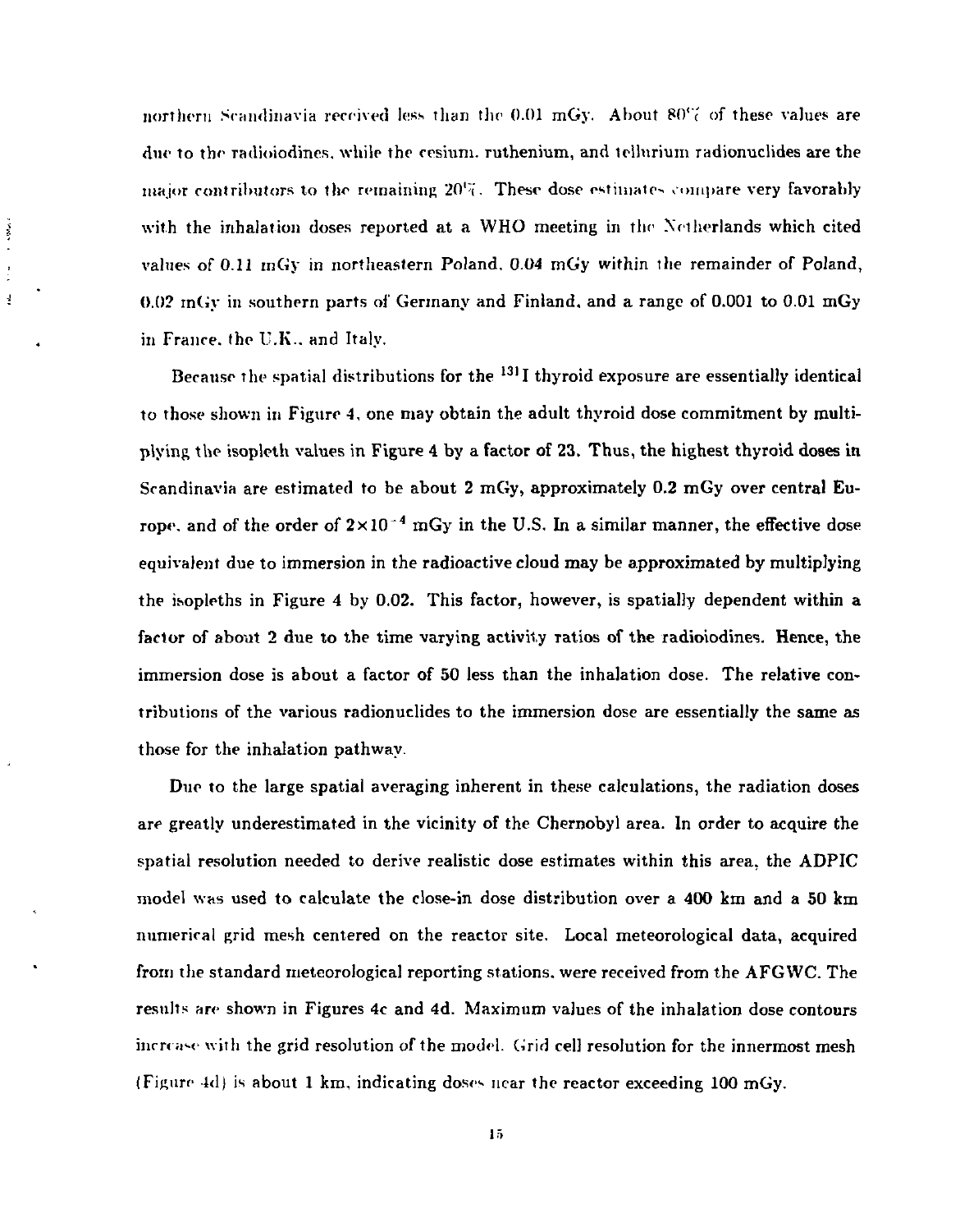northern Scandinavia received less than the 0.01 mGy. About 80% of these values are due to the radioiodines, while the cesium, ruthenium, and tellurium radionuclides are the major contributors to the remaining 20%. These dose estimates compare very favorably with the inhalation doses reported at a WHO meeting in the Netherlands which cited values of 0.11 mGy in northeastern Poland, 0.04 mGy within the remainder of Poland, 0.02 mGy in southern parts of Germany and Finland, and a range of 0.001 to 0.01 mGy in France, the U.K., and Italy.

Because the spatial distributions for the $^{131}$I thyroid exposure are essentially identical to those shown in Figure 4, one may obtain the adult thyroid dose commitment by multiplying the isopleth values in Figure 4 by a factor of 23. Thus, the highest thyroid doses in Scandinavia are estimated to be about 2 mGy, approximately 0.2 mGy over central Europe, and of the order of $2 \times 10^{-4}$ mGy in the U.S. In a similar manner, the effective dose equivalent due to immersion in the radioactive cloud may be approximated by multiplying the isopleths in Figure 4 by 0.02. This factor, however, is spatially dependent within a factor of about 2 due to the time varying activity ratios of the radioiodines. Hence, the immersion dose is about a factor of 50 less than the inhalation dose. The relative contributions of the various radionuclides to the immersion dose are essentially the same as those for the inhalation pathway.

Due to the large spatial averaging inherent in these calculations, the radiation doses are greatly underestimated in the vicinity of the Chernobyl area. In order to acquire the spatial resolution needed to derive realistic dose estimates within this area, the ADPIC model was used to calculate the close-in dose distribution over a 400 km and a 50 km numerical grid mesh centered on the reactor site. Local meteorological data, acquired from the standard meteorological reporting stations, were received from the AFGWC. The results are shown in Figures 4c and 4d. Maximum values of the inhalation dose contours increase with the grid resolution of the model. Grid cell resolution for the innermost mesh (Figure 4d) is about 1 km, indicating doses near the reactor exceeding 100 mGy.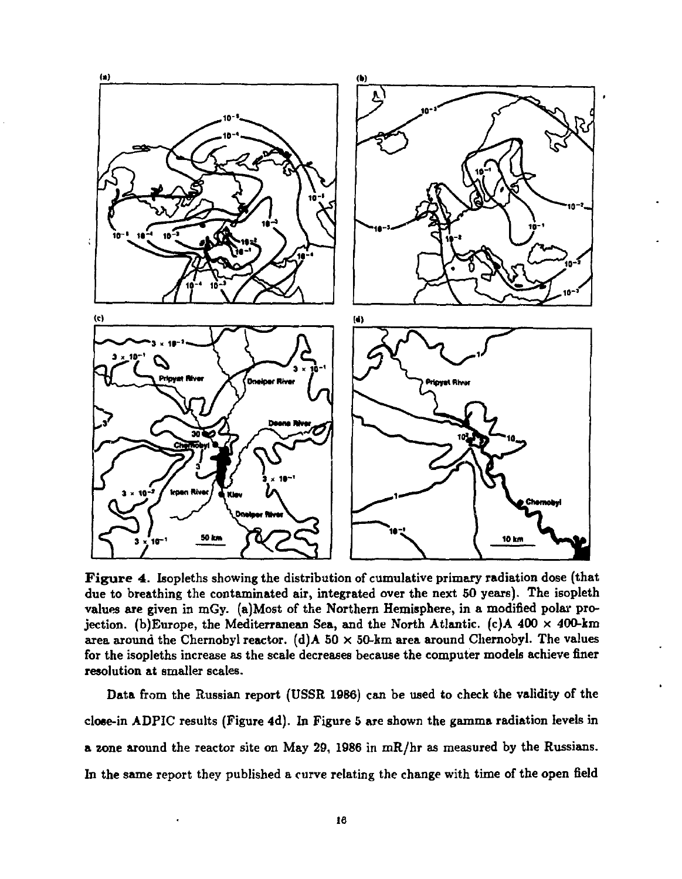(a)

$10^{-5}$

$10^{-4}$

$10^{-5}$

$10^{-3}$

$10^{-5}$ $10^{-4}$ $10^{-3}$

$10^{-2}$

$10^{-1}$

$10^{-4}$

$10^{-4}$ $10^{-3}$

(b)

$10^{-3}$

$10^{-1}$

$10^{-2}$

$10^{-3}$

$10^{-1}$

$10^{-2}$

$10^{-2}$

$10^{-3}$

(c)

$3 \times 10^{-2}$

$3 \times 10^{-1}$

$3 \times 10^{-1}$

Pripyat River

Dnieper River

3

Desna River

30

Chernobyl

3

$3 \times 10^{-1}$

$3 \times 10^{-2}$

Irpen River

Kiev

Dnieper River

$3 \times 10^{-1}$

50 km

(d)

1

Pripyat River

$10^{2}$

10

1

Chernobyl

$10^{-1}$

10 km

**Figure 4.** Isopleths showing the distribution of cumulative primary radiation dose (that due to breathing the contaminated air, integrated over the next 50 years). The isopleth values are given in mGy. (a)Most of the Northern Hemisphere, in a modified polar projection. (b)Europe, the Mediterranean Sea, and the North Atlantic. (c)A 400 × 400-km area around the Chernobyl reactor. (d)A 50 × 50-km area around Chernobyl. The values for the isopleths increase as the scale decreases because the computer models achieve finer resolution at smaller scales.

Data from the Russian report (USSR 1986) can be used to check the validity of the close-in ADPIC results (Figure 4d). In Figure 5 are shown the gamma radiation levels in a zone around the reactor site on May 29, 1986 in mR/hr as measured by the Russians. In the same report they published a curve relating the change with time of the open field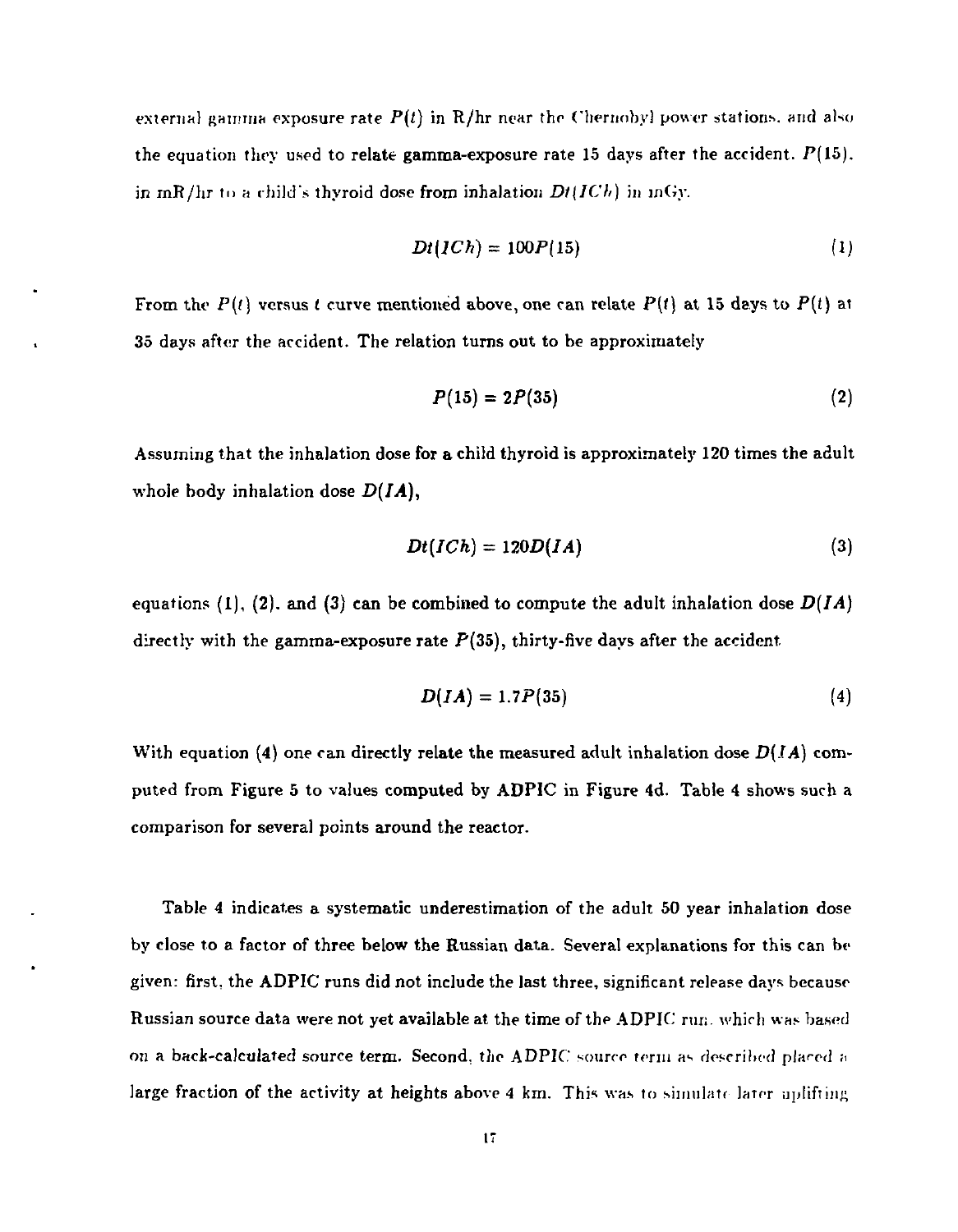external gamma exposure rate $P(t)$ in R/hr near the Chernobyl power stations, and also the equation they used to relate gamma-exposure rate 15 days after the accident, $P(15)$, in mR/hr to a child's thyroid dose from inhalation $Dt(ICh)$ in mGy.

$$Dt(ICh) = 100P(15) \tag{1}$$

From the $P(t)$ versus $t$ curve mentioned above, one can relate $P(t)$ at 15 days to $P(t)$ at 35 days after the accident. The relation turns out to be approximately

$$P(15) = 2P(35) \tag{2}$$

Assuming that the inhalation dose for a child thyroid is approximately 120 times the adult whole body inhalation dose $D(IA)$,

$$Dt(ICh) = 120D(IA) \tag{3}$$

equations (1), (2), and (3) can be combined to compute the adult inhalation dose $D(IA)$ directly with the gamma-exposure rate $P(35)$, thirty-five days after the accident

$$D(IA) = 1.7P(35) \tag{4}$$

With equation (4) one can directly relate the measured adult inhalation dose $D(IA)$ computed from Figure 5 to values computed by ADPIC in Figure 4d. Table 4 shows such a comparison for several points around the reactor.

Table 4 indicates a systematic underestimation of the adult 50 year inhalation dose by close to a factor of three below the Russian data. Several explanations for this can be given: first, the ADPIC runs did not include the last three, significant release days because Russian source data were not yet available at the time of the ADPIC run, which was based on a back-calculated source term. Second, the ADPIC source term as described placed a large fraction of the activity at heights above 4 km. This was to simulate later uplifting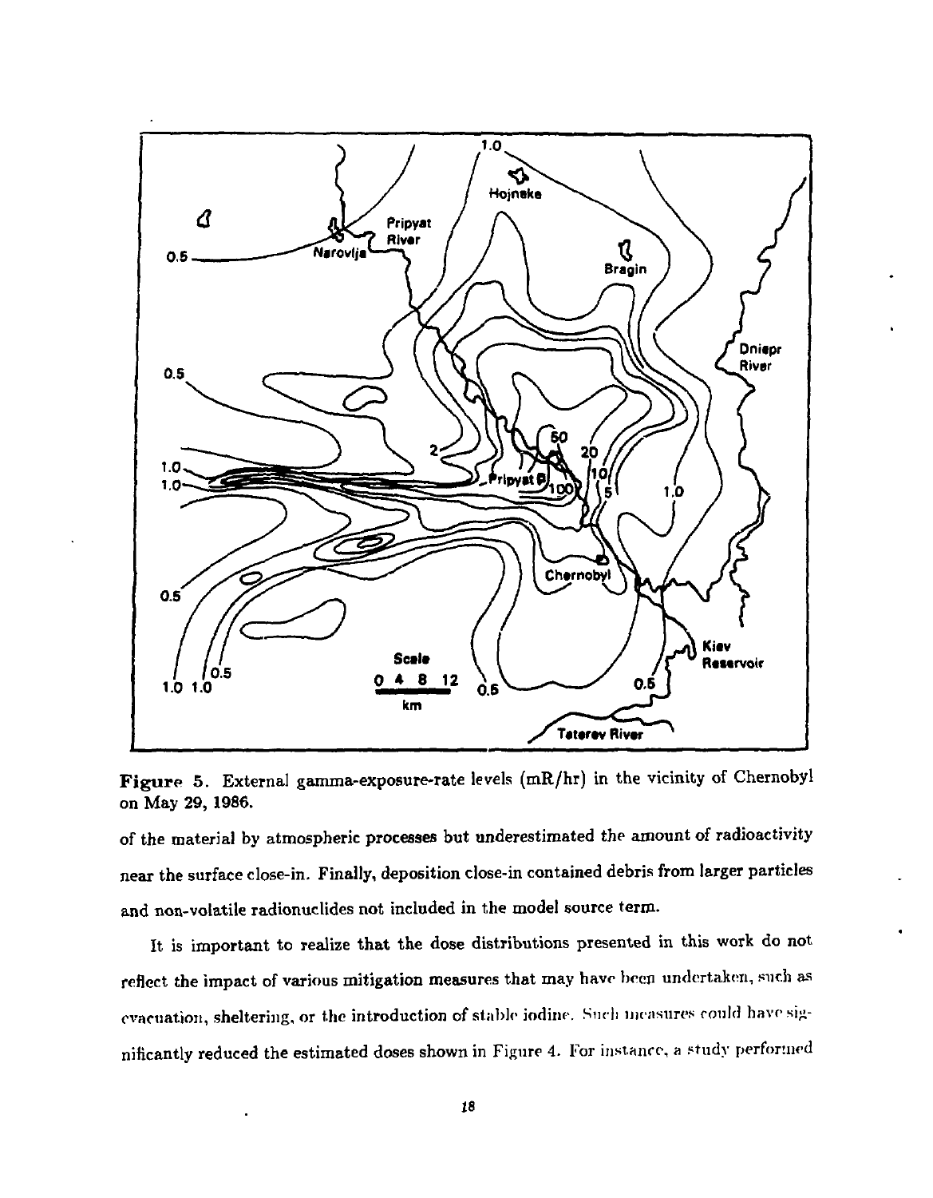1.0

Hojnake

Pripyat River

0.5

Narovlja

Bragin

Dniepr River

0.5

2

50

20

1.0

1.0

Pripyat

100

10

5

1.0

Chernobyl

0.5

Kiev Reservoir

Scale

0 4 8 12

km

1.0 1.0 0.5

0.5

0.5

Teterev River

**Figure 5.** External gamma-exposure-rate levels (mR/hr) in the vicinity of Chernobyl on May 29, 1986.

of the material by atmospheric processes but underestimated the amount of radioactivity near the surface close-in. Finally, deposition close-in contained debris from larger particles and non-volatile radionuclides not included in the model source term.

It is important to realize that the dose distributions presented in this work do not reflect the impact of various mitigation measures that may have been undertaken, such as evacuation, sheltering, or the introduction of stable iodine. Such measures could have significantly reduced the estimated doses shown in Figure 4. For instance, a study performed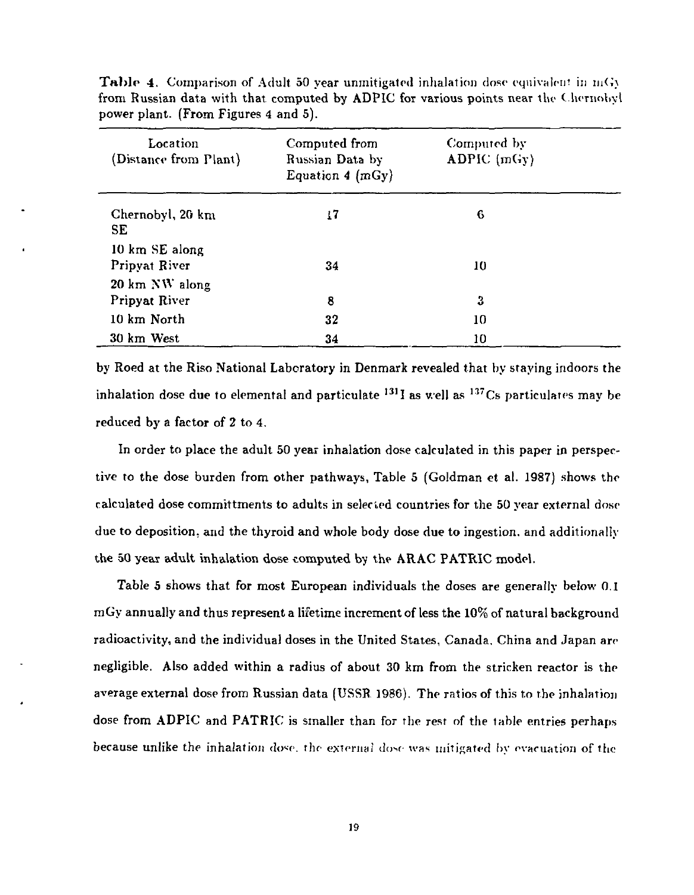**Table 4.** Comparison of Adult 50 year unmitigated inhalation dose equivalent in mGy from Russian data with that computed by ADPIC for various points near the Chernobyl power plant. (From Figures 4 and 5).

| Location (Distance from Plant) | Computed from Russian Data by Equation 4 (mGy) | Computed by ADPIC (mGy) |
|---|---|---|
| Chernobyl, 20 km SE | 17 | 6 |
| 10 km SE along Pripyat River | 34 | 10 |
| 20 km NW along Pripyat River | 8 | 3 |
| 10 km North | 32 | 10 |
| 30 km West | 34 | 10 |

by Roed at the Riso National Laboratory in Denmark revealed that by staying indoors the inhalation dose due to elemental and particulate $^{131}$I as well as $^{137}$Cs particulates may be reduced by a factor of 2 to 4.

In order to place the adult 50 year inhalation dose calculated in this paper in perspective to the dose burden from other pathways, Table 5 (Goldman et al. 1987) shows the calculated dose committments to adults in selected countries for the 50 year external dose due to deposition, and the thyroid and whole body dose due to ingestion, and additionally the 50 year adult inhalation dose computed by the ARAC PATRIC model.

Table 5 shows that for most European individuals the doses are generally below 0.1 mGy annually and thus represent a lifetime increment of less the 10% of natural background radioactivity, and the individual doses in the United States, Canada, China and Japan are negligible. Also added within a radius of about 30 km from the stricken reactor is the average external dose from Russian data (USSR 1986). The ratios of this to the inhalation dose from ADPIC and PATRIC is smaller than for the rest of the table entries perhaps because unlike the inhalation dose, the external dose was mitigated by evacuation of the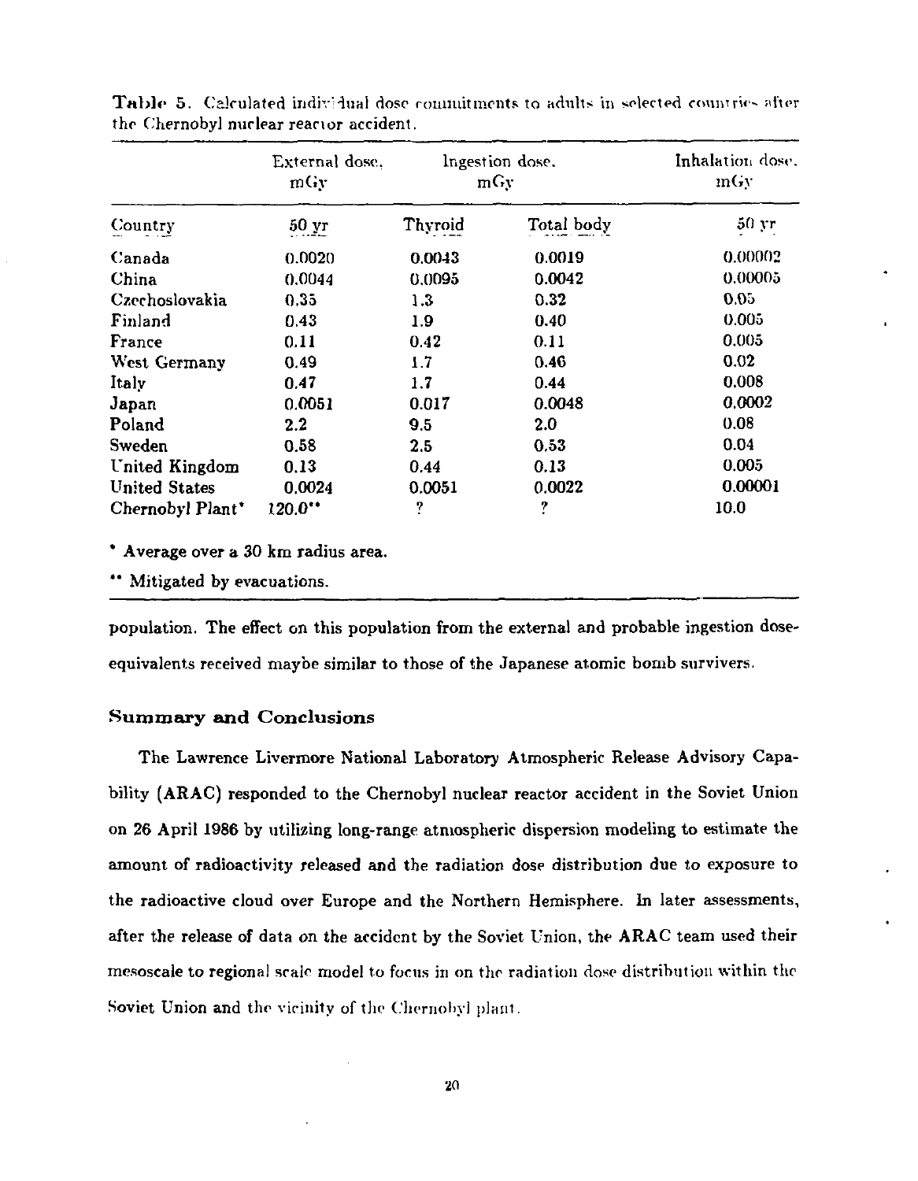Table 5. Calculated individual dose commitments to adults in selected countries after the Chernobyl nuclear reactor accident.

| | External dose, mGy | Ingestion dose, mGy | | Inhalation dose, mGy |
|---|---|---|---|---|
| Country | 50 yr | Thyroid | Total body | 50 yr |
| Canada | 0.0020 | 0.0043 | 0.0019 | 0.00002 |
| China | 0.0044 | 0.0095 | 0.0042 | 0.00005 |
| Czechoslovakia | 0.35 | 1.3 | 0.32 | 0.05 |
| Finland | 0.43 | 1.9 | 0.40 | 0.005 |
| France | 0.11 | 0.42 | 0.11 | 0.005 |
| West Germany | 0.49 | 1.7 | 0.46 | 0.02 |
| Italy | 0.47 | 1.7 | 0.44 | 0.008 |
| Japan | 0.0051 | 0.017 | 0.0048 | 0.0002 |
| Poland | 2.2 | 9.5 | 2.0 | 0.08 |
| Sweden | 0.58 | 2.5 | 0.53 | 0.04 |
| United Kingdom | 0.13 | 0.44 | 0.13 | 0.005 |
| United States | 0.0024 | 0.0051 | 0.0022 | 0.00001 |
| Chernobyl Plant* | 120.0** | ? | ? | 10.0 |

\* Average over a 30 km radius area.

\** Mitigated by evacuations.

population. The effect on this population from the external and probable ingestion dose-equivalents received maybe similar to those of the Japanese atomic bomb survivers.

## Summary and Conclusions

The Lawrence Livermore National Laboratory Atmospheric Release Advisory Capability (ARAC) responded to the Chernobyl nuclear reactor accident in the Soviet Union on 26 April 1986 by utilizing long-range atmospheric dispersion modeling to estimate the amount of radioactivity released and the radiation dose distribution due to exposure to the radioactive cloud over Europe and the Northern Hemisphere. In later assessments, after the release of data on the accident by the Soviet Union, the ARAC team used their mesoscale to regional scale model to focus in on the radiation dose distribution within the Soviet Union and the vicinity of the Chernobyl plant.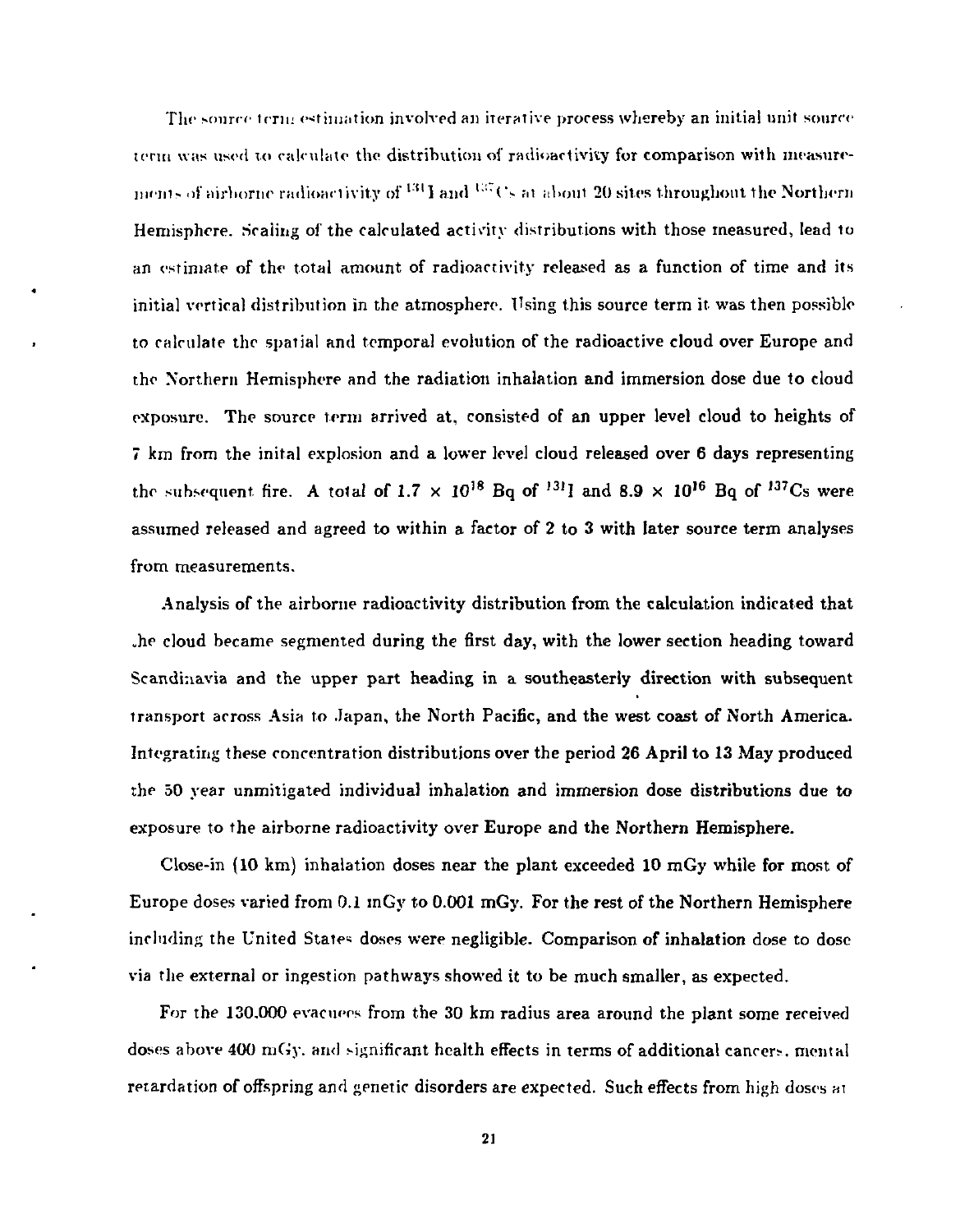The source term estimation involved an iterative process whereby an initial unit source term was used to calculate the distribution of radioactivity for comparison with measurements of airborne radioactivity of $^{131}$I and $^{137}$Cs at about 20 sites throughout the Northern Hemisphere. Scaling of the calculated activity distributions with those measured, lead to an estimate of the total amount of radioactivity released as a function of time and its initial vertical distribution in the atmosphere. Using this source term it was then possible to calculate the spatial and temporal evolution of the radioactive cloud over Europe and the Northern Hemisphere and the radiation inhalation and immersion dose due to cloud exposure. The source term arrived at, consisted of an upper level cloud to heights of 7 km from the inital explosion and a lower level cloud released over 6 days representing the subsequent fire. A total of $1.7 \times 10^{18}$ Bq of $^{131}$I and $8.9 \times 10^{16}$ Bq of $^{137}$Cs were assumed released and agreed to within a factor of 2 to 3 with later source term analyses from measurements.

Analysis of the airborne radioactivity distribution from the calculation indicated that the cloud became segmented during the first day, with the lower section heading toward Scandinavia and the upper part heading in a southeasterly direction with subsequent transport across Asia to Japan, the North Pacific, and the west coast of North America. Integrating these concentration distributions over the period 26 April to 13 May produced the 50 year unmitigated individual inhalation and immersion dose distributions due to exposure to the airborne radioactivity over Europe and the Northern Hemisphere.

Close-in (10 km) inhalation doses near the plant exceeded 10 mGy while for most of Europe doses varied from 0.1 mGy to 0.001 mGy. For the rest of the Northern Hemisphere including the United States doses were negligible. Comparison of inhalation dose to dose via the external or ingestion pathways showed it to be much smaller, as expected.

For the 130.000 evacuees from the 30 km radius area around the plant some received doses above 400 mGy, and significant health effects in terms of additional cancers, mental retardation of offspring and genetic disorders are expected. Such effects from high doses at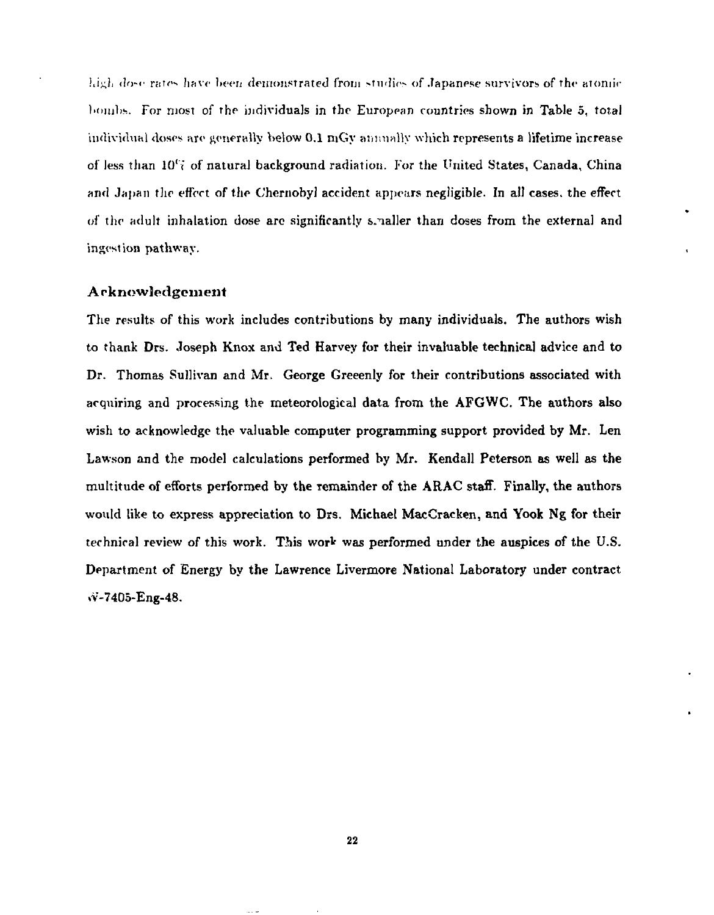high dose rates have been demonstrated from studies of Japanese survivors of the atomic bombs. For most of the individuals in the European countries shown in Table 5, total individual doses are generally below 0.1 mGy annually which represents a lifetime increase of less than 10% of natural background radiation. For the United States, Canada, China and Japan the effect of the Chernobyl accident appears negligible. In all cases, the effect of the adult inhalation dose are significantly smaller than doses from the external and ingestion pathway.

## Acknowledgement

The results of this work includes contributions by many individuals. The authors wish to thank Drs. Joseph Knox and Ted Harvey for their invaluable technical advice and to Dr. Thomas Sullivan and Mr. George Greeenly for their contributions associated with acquiring and processing the meteorological data from the AFGWC. The authors also wish to acknowledge the valuable computer programming support provided by Mr. Len Lawson and the model calculations performed by Mr. Kendall Peterson as well as the multitude of efforts performed by the remainder of the ARAC staff. Finally, the authors would like to express appreciation to Drs. Michael MacCracken, and Yook Ng for their technical review of this work. This work was performed under the auspices of the U.S. Department of Energy by the Lawrence Livermore National Laboratory under contract W-7405-Eng-48.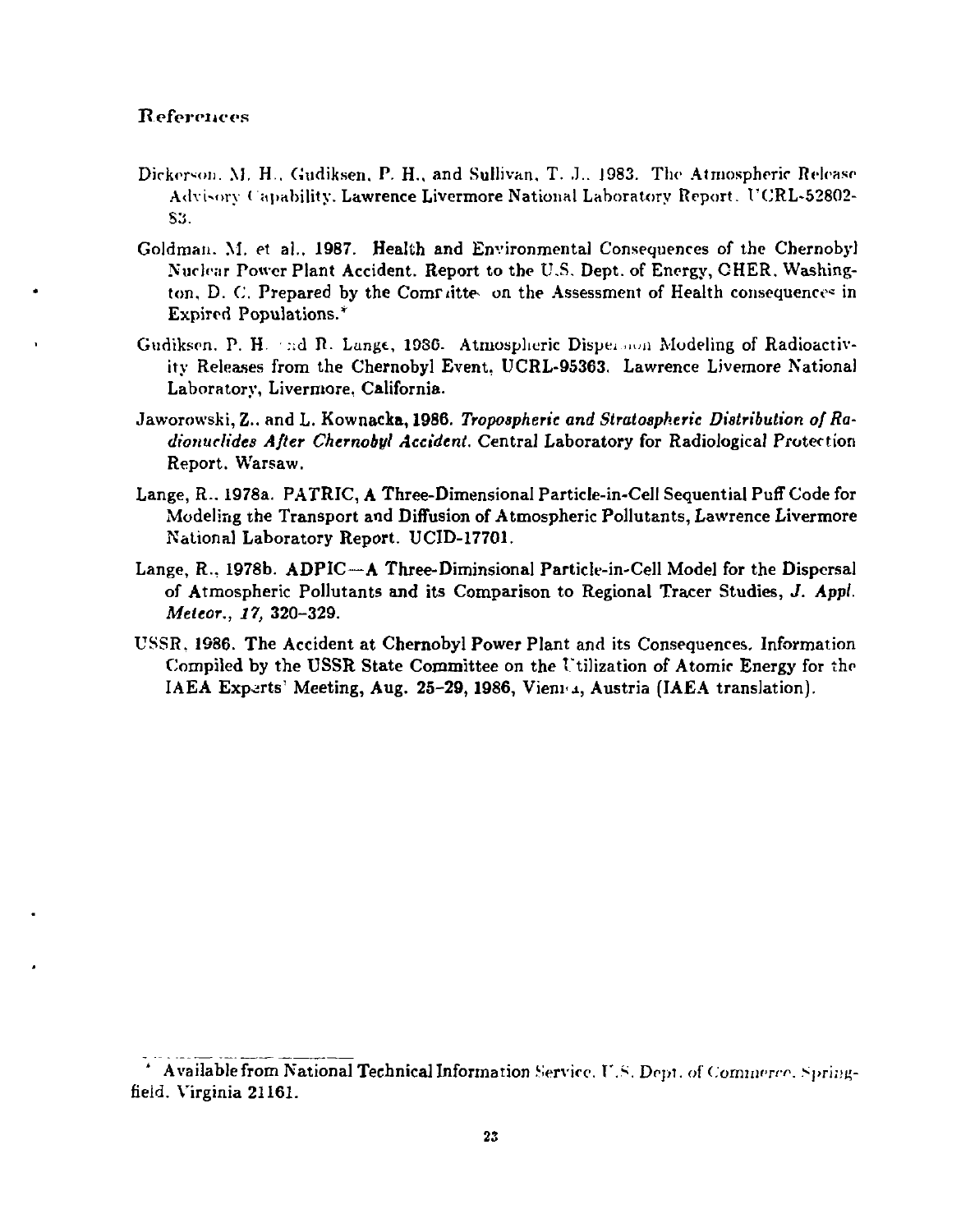## References

Dickerson, M. H., Gudiksen, P. H., and Sullivan, T. J., 1983. The Atmospheric Release Advisory Capability. Lawrence Livermore National Laboratory Report. UCRL-52802-83.

Goldman, M. et al., 1987. Health and Environmental Consequences of the Chernobyl Nuclear Power Plant Accident. Report to the U.S. Dept. of Energy, CHER, Washington, D. C. Prepared by the Committee on the Assessment of Health consequences in Expired Populations.*

Gudiksen, P. H. and R. Lange, 1986. Atmospheric Dispersion Modeling of Radioactivity Releases from the Chernobyl Event, UCRL-95363. Lawrence Livemore National Laboratory, Livermore, California.

Jaworowski, Z., and L. Kownacka, 1986. *Tropospheric and Stratospheric Distribution of Radionuclides After Chernobyl Accident.* Central Laboratory for Radiological Protection Report. Warsaw.

Lange, R., 1978a. PATRIC, A Three-Dimensional Particle-in-Cell Sequential Puff Code for Modeling the Transport and Diffusion of Atmospheric Pollutants, Lawrence Livermore National Laboratory Report. UCID-17701.

Lange, R., 1978b. ADPIC—A Three-Diminsional Particle-in-Cell Model for the Dispersal of Atmospheric Pollutants and its Comparison to Regional Tracer Studies, *J. Appl. Meteor., 17,* 320–329.

USSR, 1986. The Accident at Chernobyl Power Plant and its Consequences. Information Compiled by the USSR State Committee on the Utilization of Atomic Energy for the IAEA Experts' Meeting, Aug. 25–29, 1986, Vienna, Austria (IAEA translation).

---

* Available from National Technical Information Service, U.S. Dept. of Commerce, Springfield, Virginia 21161.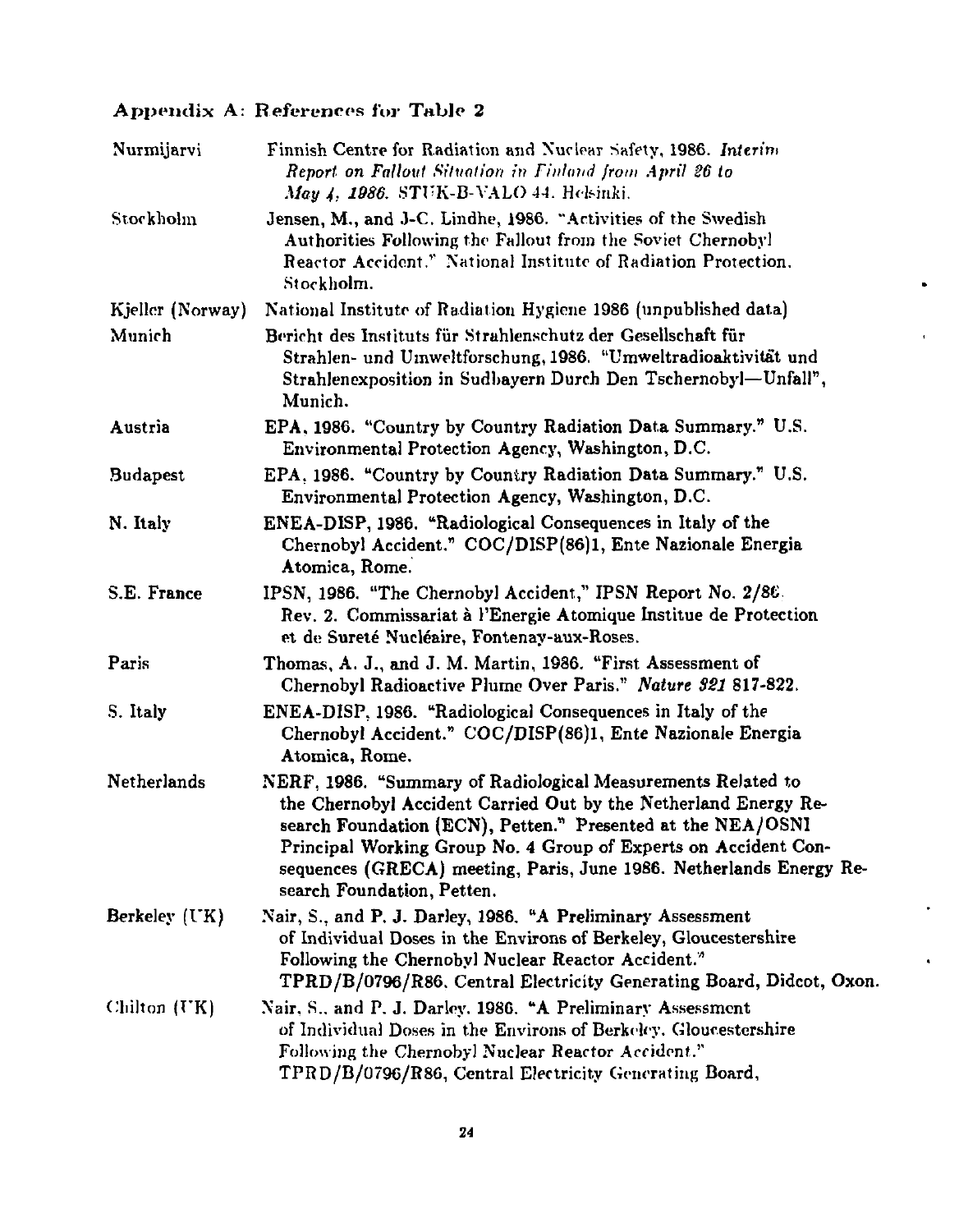## Appendix A: References for Table 2

| | |
|---|---|
| Nurmijarvi | Finnish Centre for Radiation and Nuclear Safety, 1986. *Interim Report on Fallout Situation in Finland from April 26 to May 4, 1986.* STUK-B-VALO 44. Helsinki. |
| Stockholm | Jensen, M., and J-C. Lindhe, 1986. "Activities of the Swedish Authorities Following the Fallout from the Soviet Chernobyl Reactor Accident." National Institute of Radiation Protection. Stockholm. |
| Kjeller (Norway) | National Institute of Radiation Hygiene 1986 (unpublished data) |
| Munich | Bericht des Instituts für Strahlenschutz der Gesellschaft für Strahlen- und Umweltforschung, 1986. "Umweltradioaktivität und Strahlenexposition in Sudbayern Durch Den Tschernobyl—Unfall", Munich. |
| Austria | EPA, 1986. "Country by Country Radiation Data Summary." U.S. Environmental Protection Agency, Washington, D.C. |
| Budapest | EPA, 1986. "Country by Country Radiation Data Summary." U.S. Environmental Protection Agency, Washington, D.C. |
| N. Italy | ENEA-DISP, 1986. "Radiological Consequences in Italy of the Chernobyl Accident." COC/DISP(86)1, Ente Nazionale Energia Atomica, Rome. |
| S.E. France | IPSN, 1986. "The Chernobyl Accident," IPSN Report No. 2/86 Rev. 2. Commissariat à l'Energie Atomique Institue de Protection et de Sureté Nucléaire, Fontenay-aux-Roses. |
| Paris | Thomas, A. J., and J. M. Martin, 1986. "First Assessment of Chernobyl Radioactive Plume Over Paris." *Nature 321* 817-822. |
| S. Italy | ENEA-DISP, 1986. "Radiological Consequences in Italy of the Chernobyl Accident." COC/DISP(86)1, Ente Nazionale Energia Atomica, Rome. |
| Netherlands | NERF, 1986. "Summary of Radiological Measurements Related to the Chernobyl Accident Carried Out by the Netherland Energy Research Foundation (ECN), Petten." Presented at the NEA/OSNI Principal Working Group No. 4 Group of Experts on Accident Consequences (GRECA) meeting, Paris, June 1986. Netherlands Energy Research Foundation, Petten. |
| Berkeley (UK) | Nair, S., and P. J. Darley, 1986. "A Preliminary Assessment of Individual Doses in the Environs of Berkeley, Gloucestershire Following the Chernobyl Nuclear Reactor Accident." TPRD/B/0796/R86, Central Electricity Generating Board, Didcot, Oxon. |
| Chilton (UK) | Nair, S., and P. J. Darley, 1986. "A Preliminary Assessment of Individual Doses in the Environs of Berkeley, Gloucestershire Following the Chernobyl Nuclear Reactor Accident." TPRD/B/0796/R86, Central Electricity Generating Board, |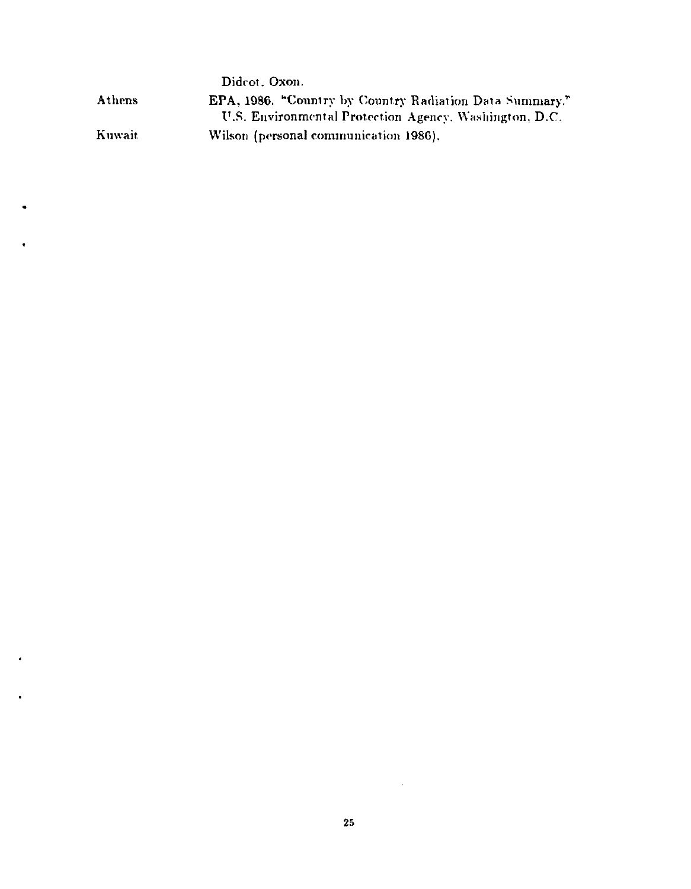| | |
|---|---|
| | Didcot, Oxon. |
| Athens | EPA, 1986. "Country by Country Radiation Data Summary." U.S. Environmental Protection Agency, Washington, D.C. |
| Kuwait | Wilson (personal communication 1986). |